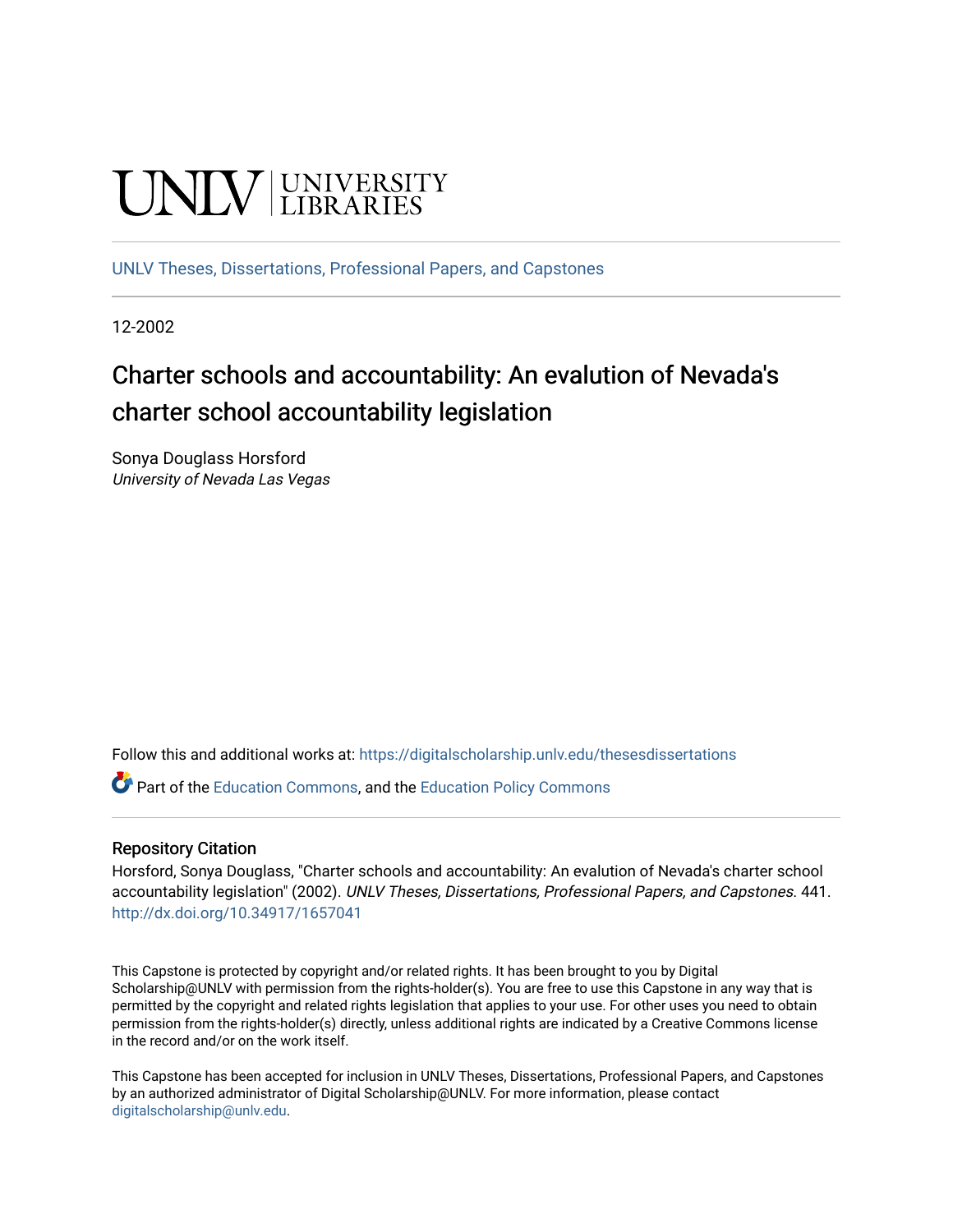UNLV | UNIVERSITY LIBRARIES

UNLV Theses, Dissertations, Professional Papers, and Capstones

12-2002

# Charter schools and accountability: An evalution of Nevada's charter school accountability legislation

Sonya Douglass Horsford
*University of Nevada Las Vegas*

Follow this and additional works at: https://digitalscholarship.unlv.edu/thesesdissertations

Part of the Education Commons, and the Education Policy Commons

## Repository Citation

Horsford, Sonya Douglass, "Charter schools and accountability: An evalution of Nevada's charter school accountability legislation" (2002). *UNLV Theses, Dissertations, Professional Papers, and Capstones*. 441. http://dx.doi.org/10.34917/1657041

This Capstone is protected by copyright and/or related rights. It has been brought to you by Digital Scholarship@UNLV with permission from the rights-holder(s). You are free to use this Capstone in any way that is permitted by the copyright and related rights legislation that applies to your use. For other uses you need to obtain permission from the rights-holder(s) directly, unless additional rights are indicated by a Creative Commons license in the record and/or on the work itself.

This Capstone has been accepted for inclusion in UNLV Theses, Dissertations, Professional Papers, and Capstones by an authorized administrator of Digital Scholarship@UNLV. For more information, please contact digitalscholarship@unlv.edu.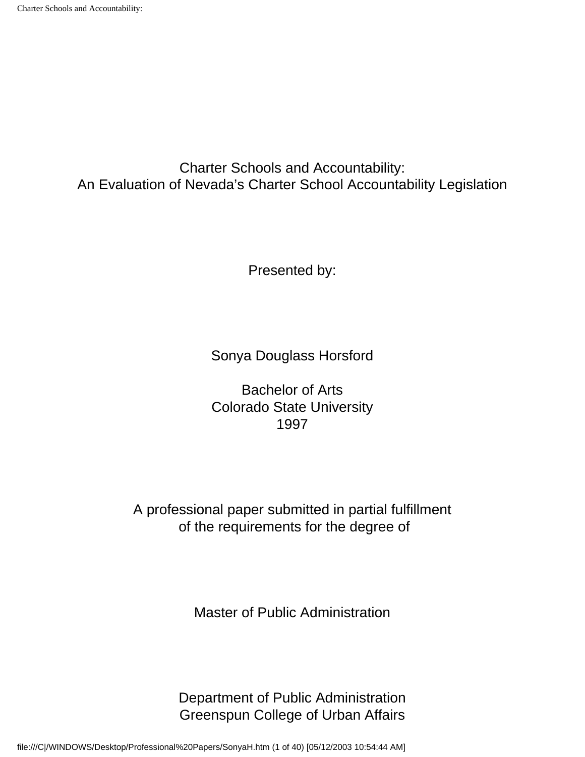# Charter Schools and Accountability:
# An Evaluation of Nevada's Charter School Accountability Legislation

Presented by:

Sonya Douglass Horsford

Bachelor of Arts
Colorado State University
1997

A professional paper submitted in partial fulfillment
of the requirements for the degree of

Master of Public Administration

Department of Public Administration
Greenspun College of Urban Affairs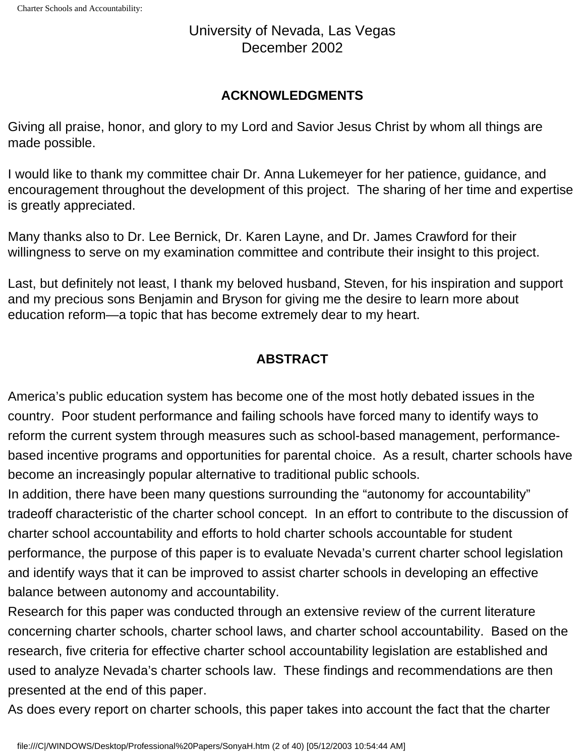University of Nevada, Las Vegas
December 2002

## ACKNOWLEDGMENTS

Giving all praise, honor, and glory to my Lord and Savior Jesus Christ by whom all things are made possible.

I would like to thank my committee chair Dr. Anna Lukemeyer for her patience, guidance, and encouragement throughout the development of this project. The sharing of her time and expertise is greatly appreciated.

Many thanks also to Dr. Lee Bernick, Dr. Karen Layne, and Dr. James Crawford for their willingness to serve on my examination committee and contribute their insight to this project.

Last, but definitely not least, I thank my beloved husband, Steven, for his inspiration and support and my precious sons Benjamin and Bryson for giving me the desire to learn more about education reform—a topic that has become extremely dear to my heart.

## ABSTRACT

America's public education system has become one of the most hotly debated issues in the country. Poor student performance and failing schools have forced many to identify ways to reform the current system through measures such as school-based management, performance-based incentive programs and opportunities for parental choice. As a result, charter schools have become an increasingly popular alternative to traditional public schools.

In addition, there have been many questions surrounding the "autonomy for accountability" tradeoff characteristic of the charter school concept. In an effort to contribute to the discussion of charter school accountability and efforts to hold charter schools accountable for student performance, the purpose of this paper is to evaluate Nevada's current charter school legislation and identify ways that it can be improved to assist charter schools in developing an effective balance between autonomy and accountability.

Research for this paper was conducted through an extensive review of the current literature concerning charter schools, charter school laws, and charter school accountability. Based on the research, five criteria for effective charter school accountability legislation are established and used to analyze Nevada's charter schools law. These findings and recommendations are then presented at the end of this paper.

As does every report on charter schools, this paper takes into account the fact that the charter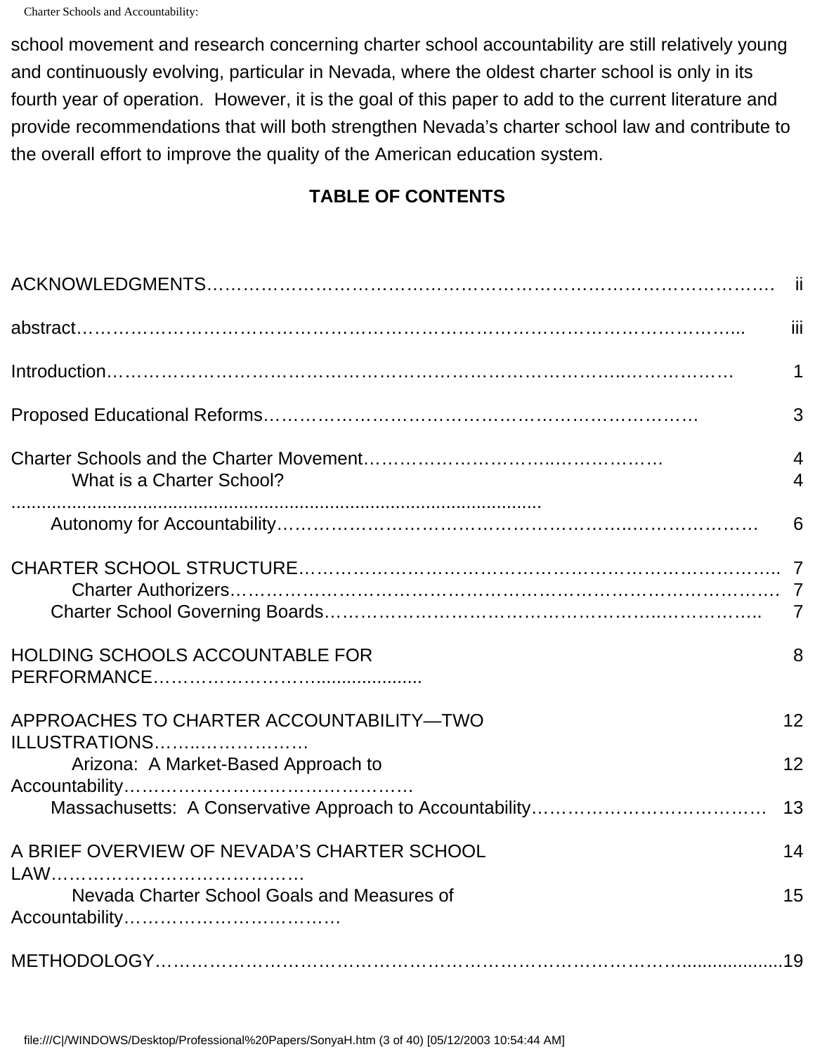school movement and research concerning charter school accountability are still relatively young and continuously evolving, particular in Nevada, where the oldest charter school is only in its fourth year of operation. However, it is the goal of this paper to add to the current literature and provide recommendations that will both strengthen Nevada's charter school law and contribute to the overall effort to improve the quality of the American education system.

## TABLE OF CONTENTS

| | |
|---|---|
| ACKNOWLEDGMENTS | ii |
| abstract | iii |
| Introduction | 1 |
| Proposed Educational Reforms | 3 |
| Charter Schools and the Charter Movement | 4 |
| What is a Charter School? | 4 |
| Autonomy for Accountability | 6 |
| CHARTER SCHOOL STRUCTURE | 7 |
| Charter Authorizers | 7 |
| Charter School Governing Boards | 7 |
| HOLDING SCHOOLS ACCOUNTABLE FOR PERFORMANCE | 8 |
| APPROACHES TO CHARTER ACCOUNTABILITY—TWO ILLUSTRATIONS | 12 |
| Arizona: A Market-Based Approach to Accountability | 12 |
| Massachusetts: A Conservative Approach to Accountability | 13 |
| A BRIEF OVERVIEW OF NEVADA'S CHARTER SCHOOL LAW | 14 |
| Nevada Charter School Goals and Measures of Accountability | 15 |
| METHODOLOGY | 19 |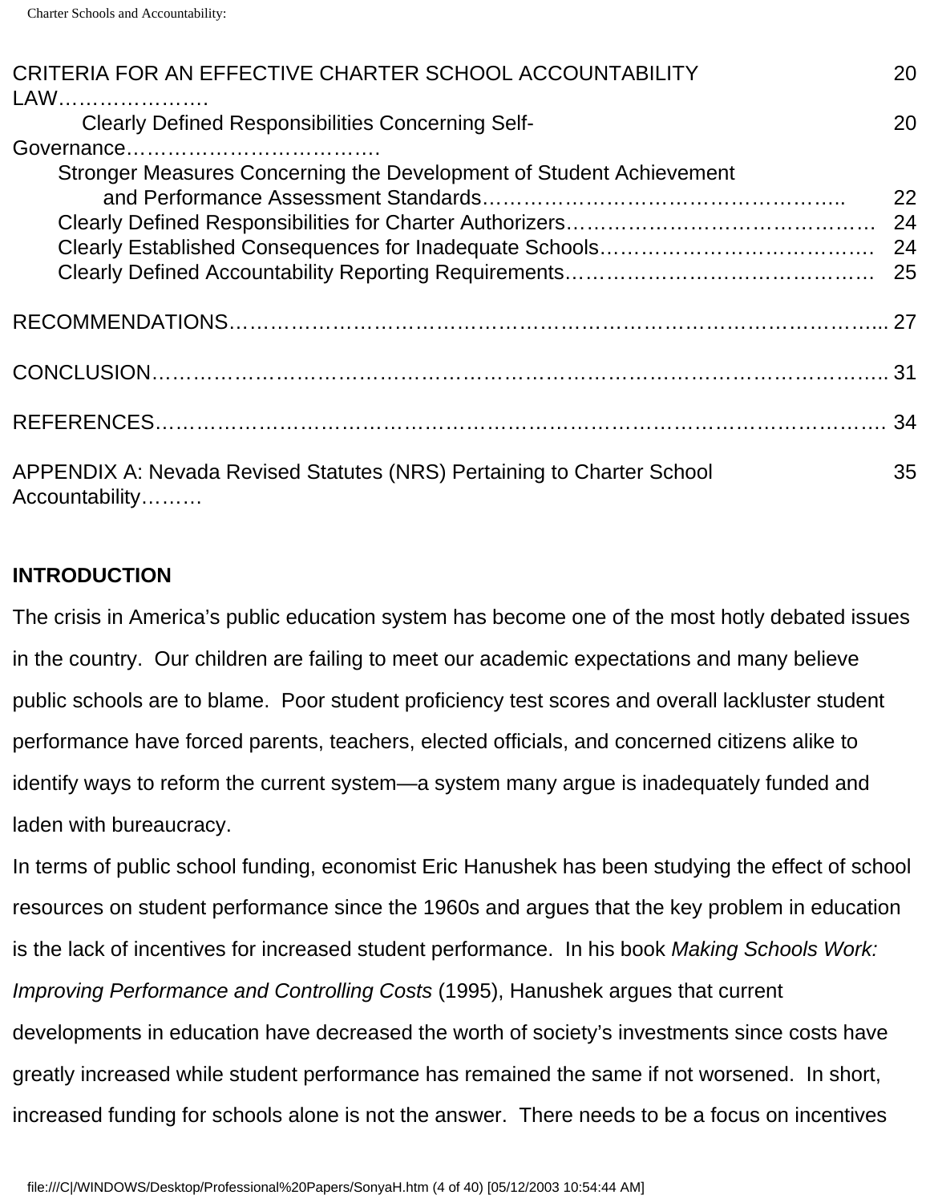CRITERIA FOR AN EFFECTIVE CHARTER SCHOOL ACCOUNTABILITY LAW…………………. 20

Clearly Defined Responsibilities Concerning Self-Governance………………………………. 20

Stronger Measures Concerning the Development of Student Achievement and Performance Assessment Standards…………………………………………….. 22

Clearly Defined Responsibilities for Charter Authorizers……………………………………… 24

Clearly Established Consequences for Inadequate Schools…………………………………. 24

Clearly Defined Accountability Reporting Requirements……………………………………… 25

RECOMMENDATIONS……………………………………………………………………………….... 27

CONCLUSION………………………………………………………………………………………….. 31

REFERENCES…………………………………………………………………………………………. 34

APPENDIX A: Nevada Revised Statutes (NRS) Pertaining to Charter School Accountability……… 35

**INTRODUCTION**

The crisis in America's public education system has become one of the most hotly debated issues in the country. Our children are failing to meet our academic expectations and many believe public schools are to blame. Poor student proficiency test scores and overall lackluster student performance have forced parents, teachers, elected officials, and concerned citizens alike to identify ways to reform the current system—a system many argue is inadequately funded and laden with bureaucracy.

In terms of public school funding, economist Eric Hanushek has been studying the effect of school resources on student performance since the 1960s and argues that the key problem in education is the lack of incentives for increased student performance. In his book *Making Schools Work: Improving Performance and Controlling Costs* (1995), Hanushek argues that current developments in education have decreased the worth of society's investments since costs have greatly increased while student performance has remained the same if not worsened. In short, increased funding for schools alone is not the answer. There needs to be a focus on incentives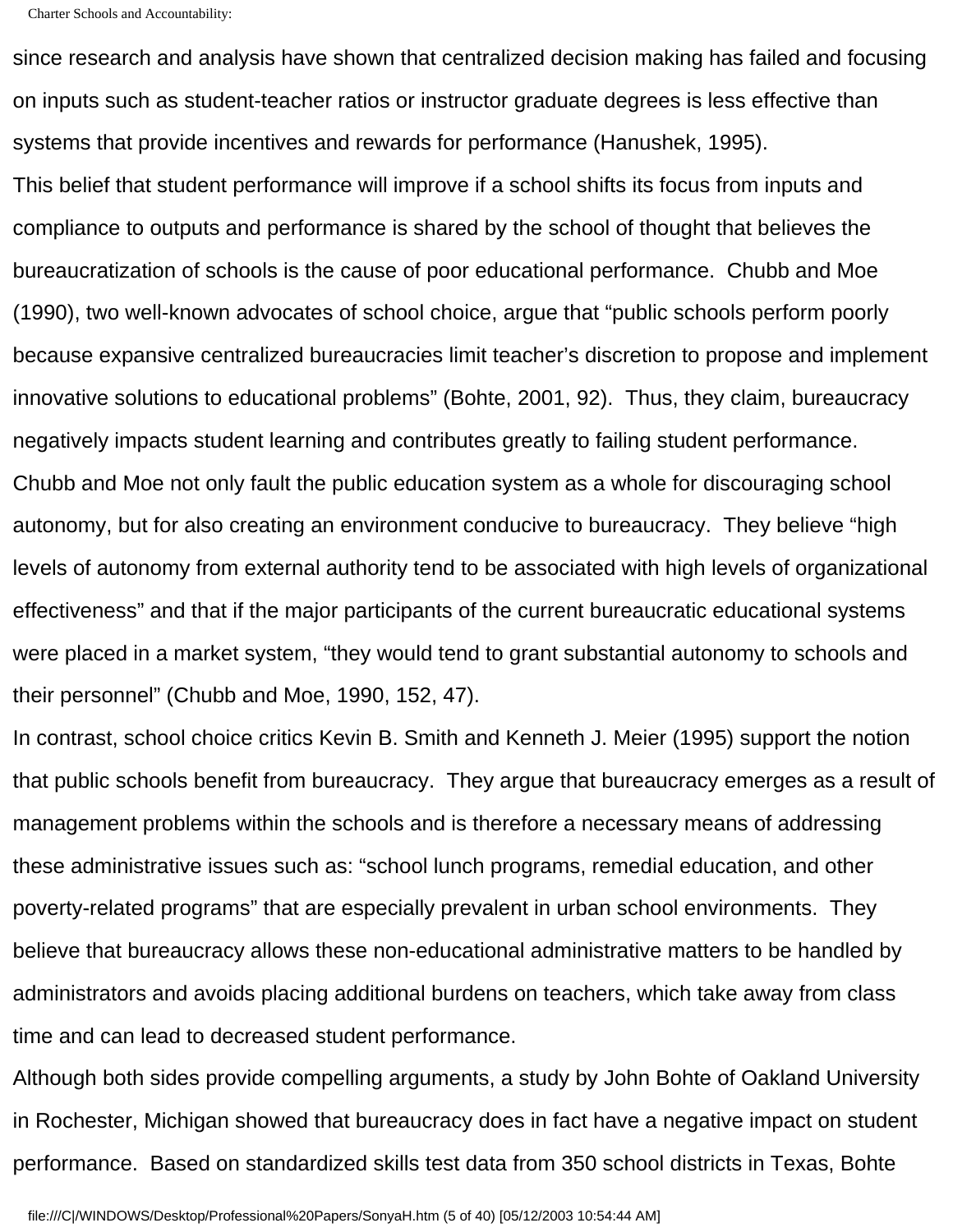since research and analysis have shown that centralized decision making has failed and focusing on inputs such as student-teacher ratios or instructor graduate degrees is less effective than systems that provide incentives and rewards for performance (Hanushek, 1995).

This belief that student performance will improve if a school shifts its focus from inputs and compliance to outputs and performance is shared by the school of thought that believes the bureaucratization of schools is the cause of poor educational performance. Chubb and Moe (1990), two well-known advocates of school choice, argue that "public schools perform poorly because expansive centralized bureaucracies limit teacher's discretion to propose and implement innovative solutions to educational problems" (Bohte, 2001, 92). Thus, they claim, bureaucracy negatively impacts student learning and contributes greatly to failing student performance.

Chubb and Moe not only fault the public education system as a whole for discouraging school autonomy, but for also creating an environment conducive to bureaucracy. They believe "high levels of autonomy from external authority tend to be associated with high levels of organizational effectiveness" and that if the major participants of the current bureaucratic educational systems were placed in a market system, "they would tend to grant substantial autonomy to schools and their personnel" (Chubb and Moe, 1990, 152, 47).

In contrast, school choice critics Kevin B. Smith and Kenneth J. Meier (1995) support the notion that public schools benefit from bureaucracy. They argue that bureaucracy emerges as a result of management problems within the schools and is therefore a necessary means of addressing these administrative issues such as: "school lunch programs, remedial education, and other poverty-related programs" that are especially prevalent in urban school environments. They believe that bureaucracy allows these non-educational administrative matters to be handled by administrators and avoids placing additional burdens on teachers, which take away from class time and can lead to decreased student performance.

Although both sides provide compelling arguments, a study by John Bohte of Oakland University in Rochester, Michigan showed that bureaucracy does in fact have a negative impact on student performance. Based on standardized skills test data from 350 school districts in Texas, Bohte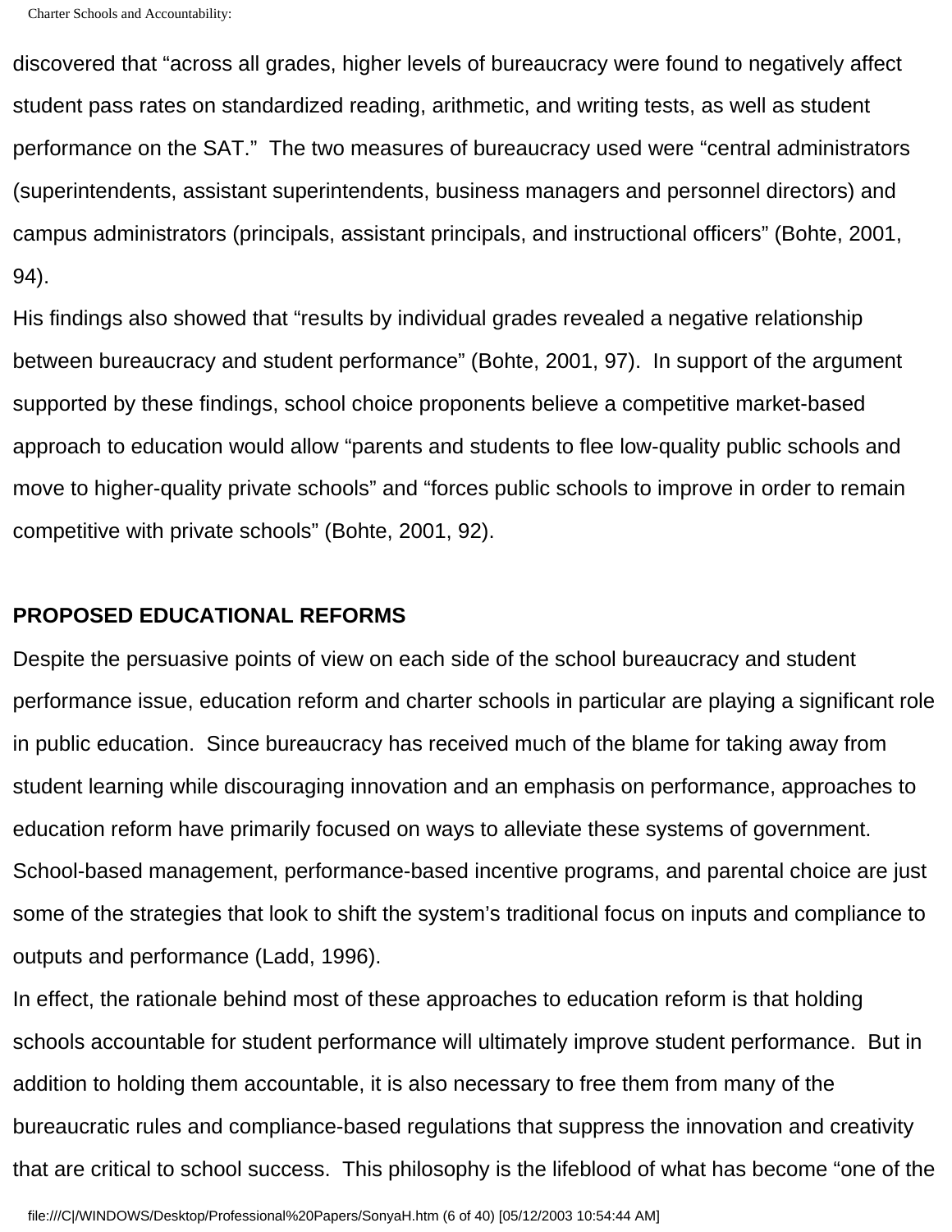discovered that “across all grades, higher levels of bureaucracy were found to negatively affect student pass rates on standardized reading, arithmetic, and writing tests, as well as student performance on the SAT.” The two measures of bureaucracy used were “central administrators (superintendents, assistant superintendents, business managers and personnel directors) and campus administrators (principals, assistant principals, and instructional officers” (Bohte, 2001, 94).

His findings also showed that “results by individual grades revealed a negative relationship between bureaucracy and student performance” (Bohte, 2001, 97). In support of the argument supported by these findings, school choice proponents believe a competitive market-based approach to education would allow “parents and students to flee low-quality public schools and move to higher-quality private schools” and “forces public schools to improve in order to remain competitive with private schools” (Bohte, 2001, 92).

## PROPOSED EDUCATIONAL REFORMS

Despite the persuasive points of view on each side of the school bureaucracy and student performance issue, education reform and charter schools in particular are playing a significant role in public education. Since bureaucracy has received much of the blame for taking away from student learning while discouraging innovation and an emphasis on performance, approaches to education reform have primarily focused on ways to alleviate these systems of government. School-based management, performance-based incentive programs, and parental choice are just some of the strategies that look to shift the system’s traditional focus on inputs and compliance to outputs and performance (Ladd, 1996).

In effect, the rationale behind most of these approaches to education reform is that holding schools accountable for student performance will ultimately improve student performance. But in addition to holding them accountable, it is also necessary to free them from many of the bureaucratic rules and compliance-based regulations that suppress the innovation and creativity that are critical to school success. This philosophy is the lifeblood of what has become “one of the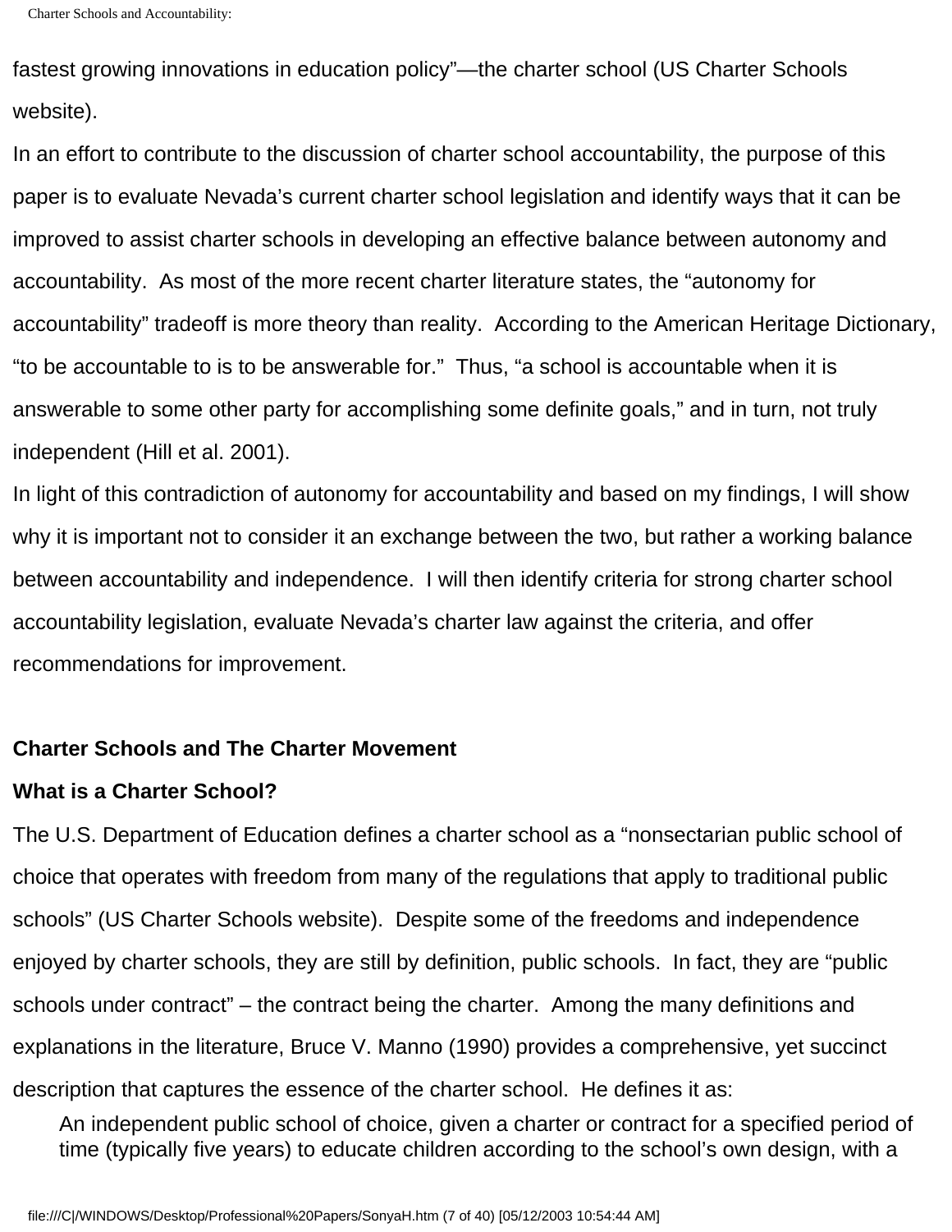fastest growing innovations in education policy"—the charter school (US Charter Schools website).

In an effort to contribute to the discussion of charter school accountability, the purpose of this paper is to evaluate Nevada's current charter school legislation and identify ways that it can be improved to assist charter schools in developing an effective balance between autonomy and accountability. As most of the more recent charter literature states, the "autonomy for accountability" tradeoff is more theory than reality. According to the American Heritage Dictionary, "to be accountable to is to be answerable for." Thus, "a school is accountable when it is answerable to some other party for accomplishing some definite goals," and in turn, not truly independent (Hill et al. 2001).

In light of this contradiction of autonomy for accountability and based on my findings, I will show why it is important not to consider it an exchange between the two, but rather a working balance between accountability and independence. I will then identify criteria for strong charter school accountability legislation, evaluate Nevada's charter law against the criteria, and offer recommendations for improvement.

## Charter Schools and The Charter Movement

### What is a Charter School?

The U.S. Department of Education defines a charter school as a "nonsectarian public school of choice that operates with freedom from many of the regulations that apply to traditional public schools" (US Charter Schools website). Despite some of the freedoms and independence enjoyed by charter schools, they are still by definition, public schools. In fact, they are "public schools under contract" – the contract being the charter. Among the many definitions and explanations in the literature, Bruce V. Manno (1990) provides a comprehensive, yet succinct description that captures the essence of the charter school. He defines it as:

> An independent public school of choice, given a charter or contract for a specified period of time (typically five years) to educate children according to the school's own design, with a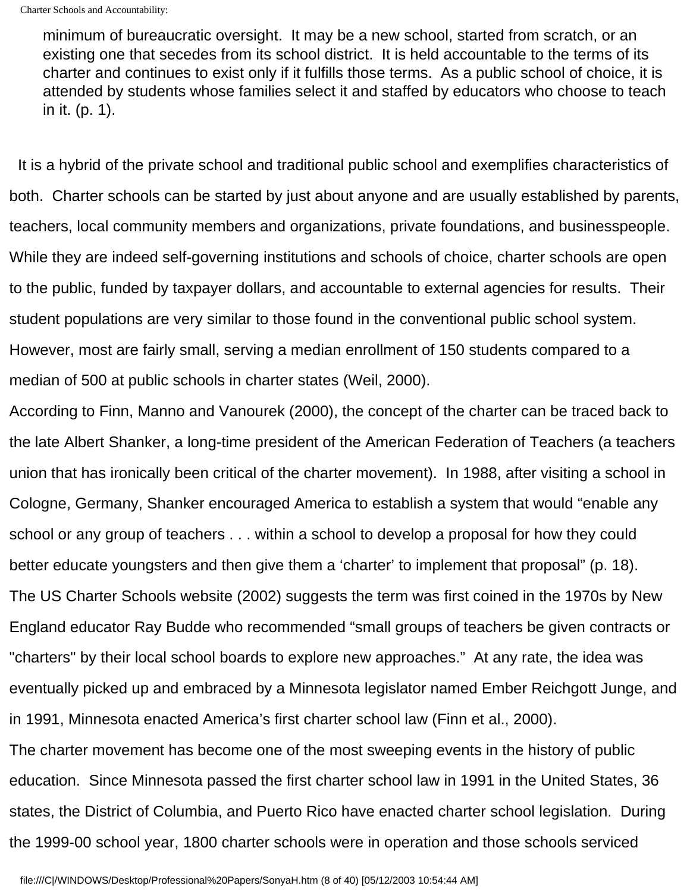> minimum of bureaucratic oversight. It may be a new school, started from scratch, or an existing one that secedes from its school district. It is held accountable to the terms of its charter and continues to exist only if it fulfills those terms. As a public school of choice, it is attended by students whose families select it and staffed by educators who choose to teach in it. (p. 1).

It is a hybrid of the private school and traditional public school and exemplifies characteristics of both. Charter schools can be started by just about anyone and are usually established by parents, teachers, local community members and organizations, private foundations, and businesspeople. While they are indeed self-governing institutions and schools of choice, charter schools are open to the public, funded by taxpayer dollars, and accountable to external agencies for results. Their student populations are very similar to those found in the conventional public school system. However, most are fairly small, serving a median enrollment of 150 students compared to a median of 500 at public schools in charter states (Weil, 2000).

According to Finn, Manno and Vanourek (2000), the concept of the charter can be traced back to the late Albert Shanker, a long-time president of the American Federation of Teachers (a teachers union that has ironically been critical of the charter movement). In 1988, after visiting a school in Cologne, Germany, Shanker encouraged America to establish a system that would "enable any school or any group of teachers . . . within a school to develop a proposal for how they could better educate youngsters and then give them a 'charter' to implement that proposal" (p. 18).

The US Charter Schools website (2002) suggests the term was first coined in the 1970s by New England educator Ray Budde who recommended "small groups of teachers be given contracts or "charters" by their local school boards to explore new approaches." At any rate, the idea was eventually picked up and embraced by a Minnesota legislator named Ember Reichgott Junge, and in 1991, Minnesota enacted America's first charter school law (Finn et al., 2000).

The charter movement has become one of the most sweeping events in the history of public education. Since Minnesota passed the first charter school law in 1991 in the United States, 36 states, the District of Columbia, and Puerto Rico have enacted charter school legislation. During the 1999-00 school year, 1800 charter schools were in operation and those schools serviced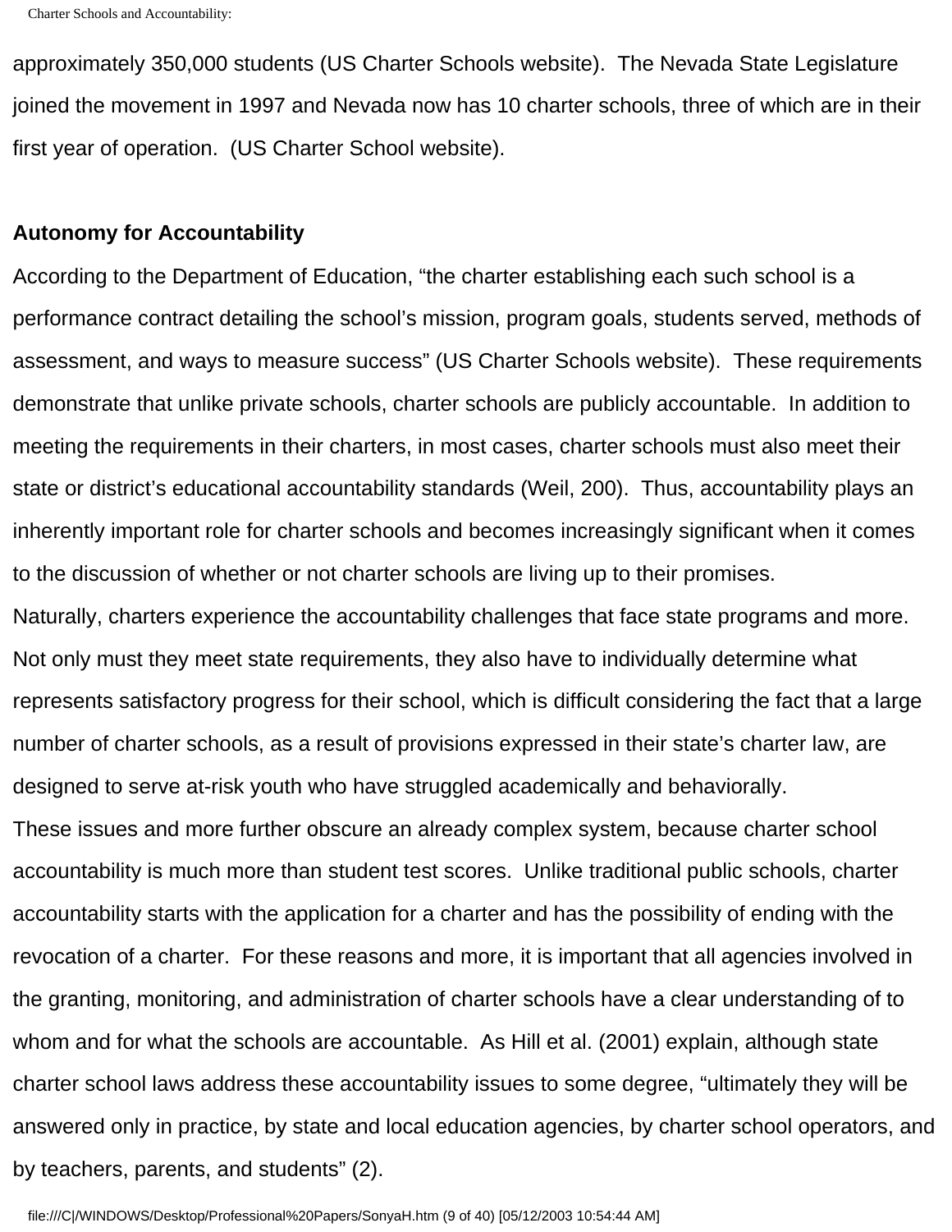approximately 350,000 students (US Charter Schools website). The Nevada State Legislature joined the movement in 1997 and Nevada now has 10 charter schools, three of which are in their first year of operation. (US Charter School website).

**Autonomy for Accountability**

According to the Department of Education, "the charter establishing each such school is a performance contract detailing the school's mission, program goals, students served, methods of assessment, and ways to measure success" (US Charter Schools website). These requirements demonstrate that unlike private schools, charter schools are publicly accountable. In addition to meeting the requirements in their charters, in most cases, charter schools must also meet their state or district's educational accountability standards (Weil, 200). Thus, accountability plays an inherently important role for charter schools and becomes increasingly significant when it comes to the discussion of whether or not charter schools are living up to their promises.

Naturally, charters experience the accountability challenges that face state programs and more. Not only must they meet state requirements, they also have to individually determine what represents satisfactory progress for their school, which is difficult considering the fact that a large number of charter schools, as a result of provisions expressed in their state's charter law, are designed to serve at-risk youth who have struggled academically and behaviorally.

These issues and more further obscure an already complex system, because charter school accountability is much more than student test scores. Unlike traditional public schools, charter accountability starts with the application for a charter and has the possibility of ending with the revocation of a charter. For these reasons and more, it is important that all agencies involved in the granting, monitoring, and administration of charter schools have a clear understanding of to whom and for what the schools are accountable. As Hill et al. (2001) explain, although state charter school laws address these accountability issues to some degree, "ultimately they will be answered only in practice, by state and local education agencies, by charter school operators, and by teachers, parents, and students" (2).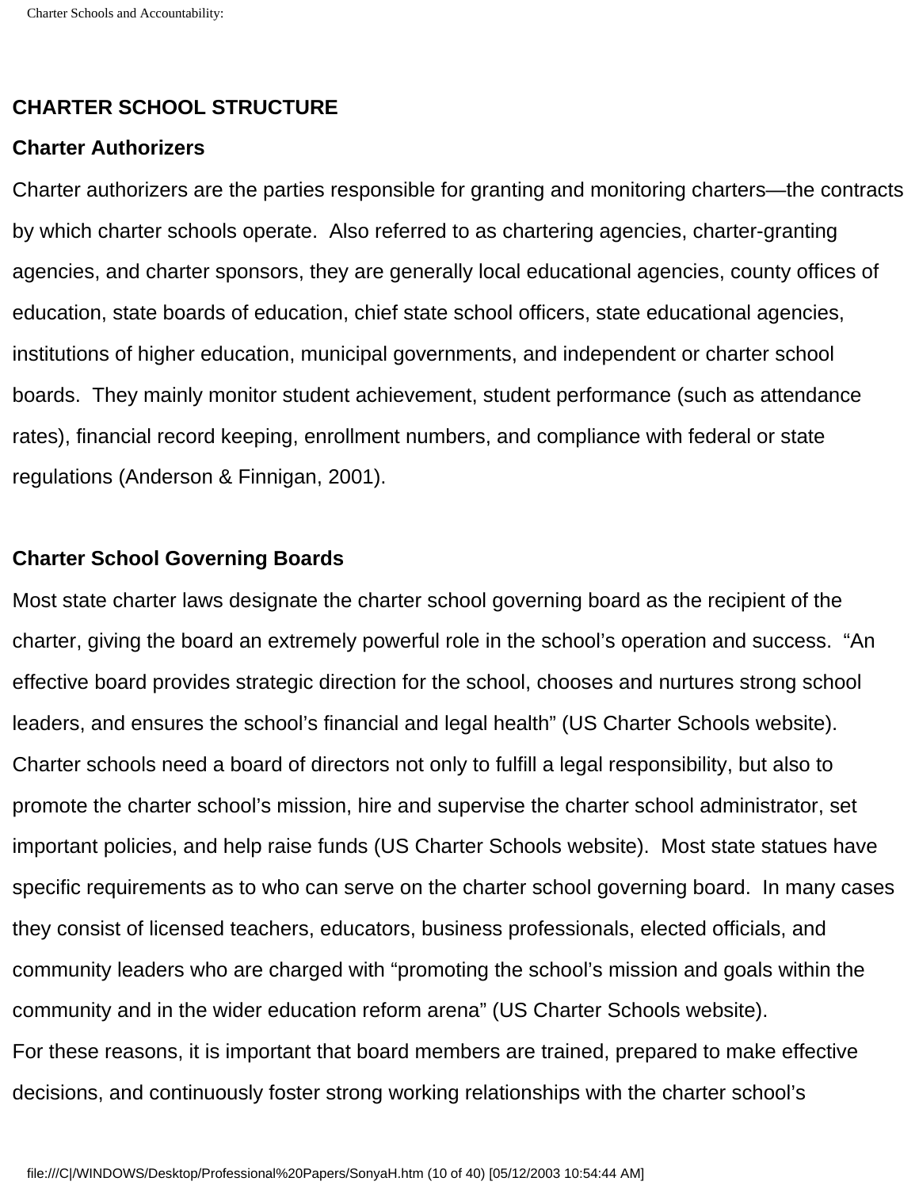## CHARTER SCHOOL STRUCTURE

### Charter Authorizers

Charter authorizers are the parties responsible for granting and monitoring charters—the contracts by which charter schools operate. Also referred to as chartering agencies, charter-granting agencies, and charter sponsors, they are generally local educational agencies, county offices of education, state boards of education, chief state school officers, state educational agencies, institutions of higher education, municipal governments, and independent or charter school boards. They mainly monitor student achievement, student performance (such as attendance rates), financial record keeping, enrollment numbers, and compliance with federal or state regulations (Anderson & Finnigan, 2001).

### Charter School Governing Boards

Most state charter laws designate the charter school governing board as the recipient of the charter, giving the board an extremely powerful role in the school's operation and success. "An effective board provides strategic direction for the school, chooses and nurtures strong school leaders, and ensures the school's financial and legal health" (US Charter Schools website). Charter schools need a board of directors not only to fulfill a legal responsibility, but also to promote the charter school's mission, hire and supervise the charter school administrator, set important policies, and help raise funds (US Charter Schools website). Most state statues have specific requirements as to who can serve on the charter school governing board. In many cases they consist of licensed teachers, educators, business professionals, elected officials, and community leaders who are charged with "promoting the school's mission and goals within the community and in the wider education reform arena" (US Charter Schools website).
For these reasons, it is important that board members are trained, prepared to make effective decisions, and continuously foster strong working relationships with the charter school's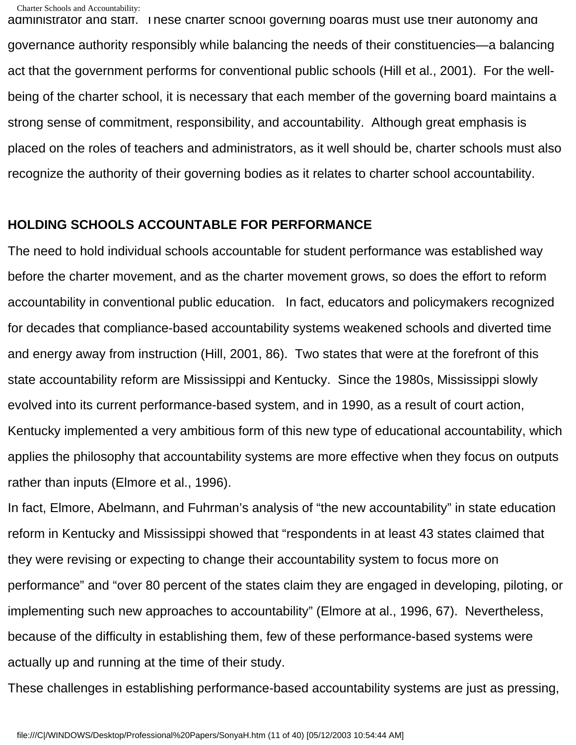administrator and staff. These charter school governing boards must use their autonomy and governance authority responsibly while balancing the needs of their constituencies—a balancing act that the government performs for conventional public schools (Hill et al., 2001). For the well-being of the charter school, it is necessary that each member of the governing board maintains a strong sense of commitment, responsibility, and accountability. Although great emphasis is placed on the roles of teachers and administrators, as it well should be, charter schools must also recognize the authority of their governing bodies as it relates to charter school accountability.

**HOLDING SCHOOLS ACCOUNTABLE FOR PERFORMANCE**

The need to hold individual schools accountable for student performance was established way before the charter movement, and as the charter movement grows, so does the effort to reform accountability in conventional public education. In fact, educators and policymakers recognized for decades that compliance-based accountability systems weakened schools and diverted time and energy away from instruction (Hill, 2001, 86). Two states that were at the forefront of this state accountability reform are Mississippi and Kentucky. Since the 1980s, Mississippi slowly evolved into its current performance-based system, and in 1990, as a result of court action, Kentucky implemented a very ambitious form of this new type of educational accountability, which applies the philosophy that accountability systems are more effective when they focus on outputs rather than inputs (Elmore et al., 1996).

In fact, Elmore, Abelmann, and Fuhrman's analysis of "the new accountability" in state education reform in Kentucky and Mississippi showed that "respondents in at least 43 states claimed that they were revising or expecting to change their accountability system to focus more on performance" and "over 80 percent of the states claim they are engaged in developing, piloting, or implementing such new approaches to accountability" (Elmore at al., 1996, 67). Nevertheless, because of the difficulty in establishing them, few of these performance-based systems were actually up and running at the time of their study.

These challenges in establishing performance-based accountability systems are just as pressing,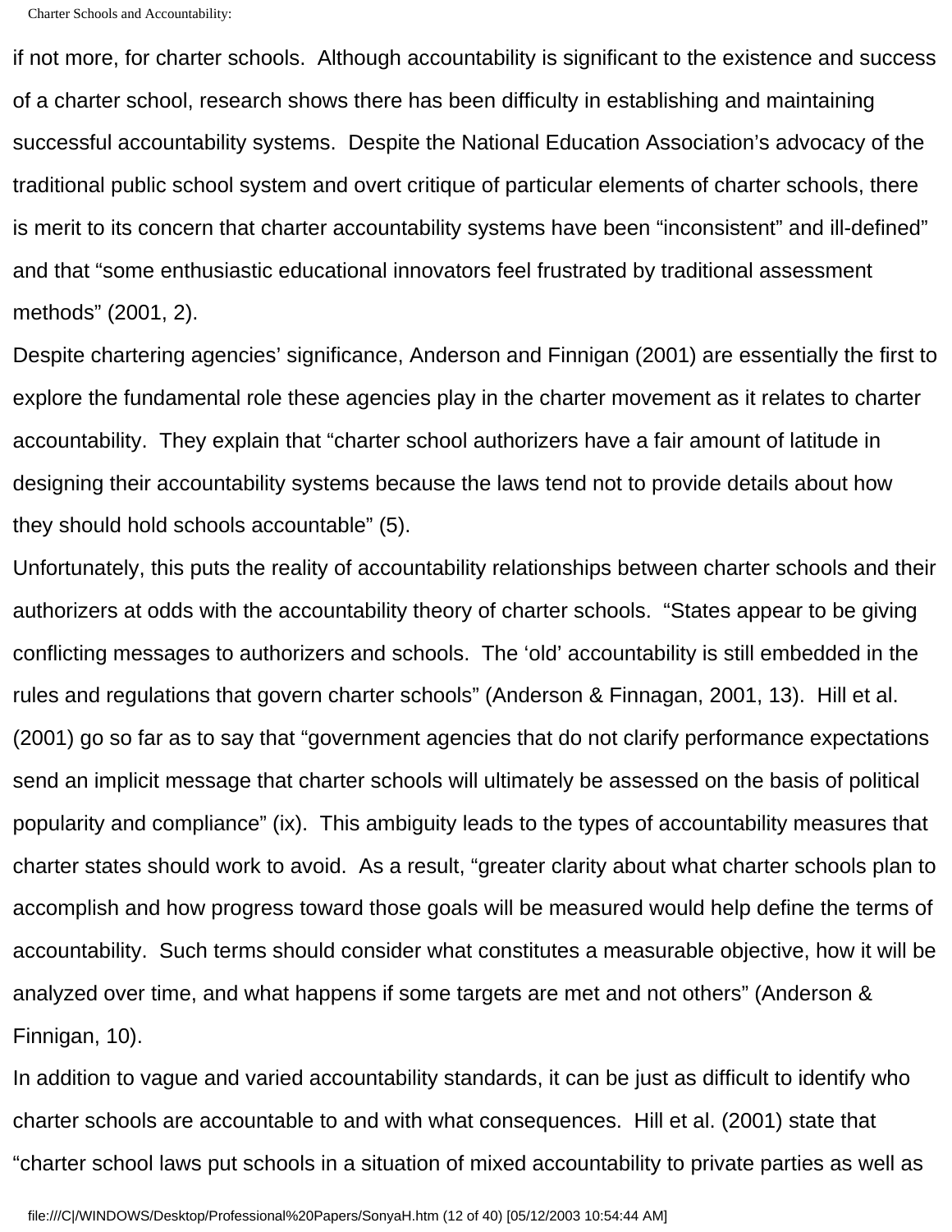if not more, for charter schools. Although accountability is significant to the existence and success of a charter school, research shows there has been difficulty in establishing and maintaining successful accountability systems. Despite the National Education Association's advocacy of the traditional public school system and overt critique of particular elements of charter schools, there is merit to its concern that charter accountability systems have been "inconsistent" and ill-defined" and that "some enthusiastic educational innovators feel frustrated by traditional assessment methods" (2001, 2).

Despite chartering agencies' significance, Anderson and Finnigan (2001) are essentially the first to explore the fundamental role these agencies play in the charter movement as it relates to charter accountability. They explain that "charter school authorizers have a fair amount of latitude in designing their accountability systems because the laws tend not to provide details about how they should hold schools accountable" (5).

Unfortunately, this puts the reality of accountability relationships between charter schools and their authorizers at odds with the accountability theory of charter schools. "States appear to be giving conflicting messages to authorizers and schools. The 'old' accountability is still embedded in the rules and regulations that govern charter schools" (Anderson & Finnagan, 2001, 13). Hill et al. (2001) go so far as to say that "government agencies that do not clarify performance expectations send an implicit message that charter schools will ultimately be assessed on the basis of political popularity and compliance" (ix). This ambiguity leads to the types of accountability measures that charter states should work to avoid. As a result, "greater clarity about what charter schools plan to accomplish and how progress toward those goals will be measured would help define the terms of accountability. Such terms should consider what constitutes a measurable objective, how it will be analyzed over time, and what happens if some targets are met and not others" (Anderson & Finnigan, 10).

In addition to vague and varied accountability standards, it can be just as difficult to identify who charter schools are accountable to and with what consequences. Hill et al. (2001) state that "charter school laws put schools in a situation of mixed accountability to private parties as well as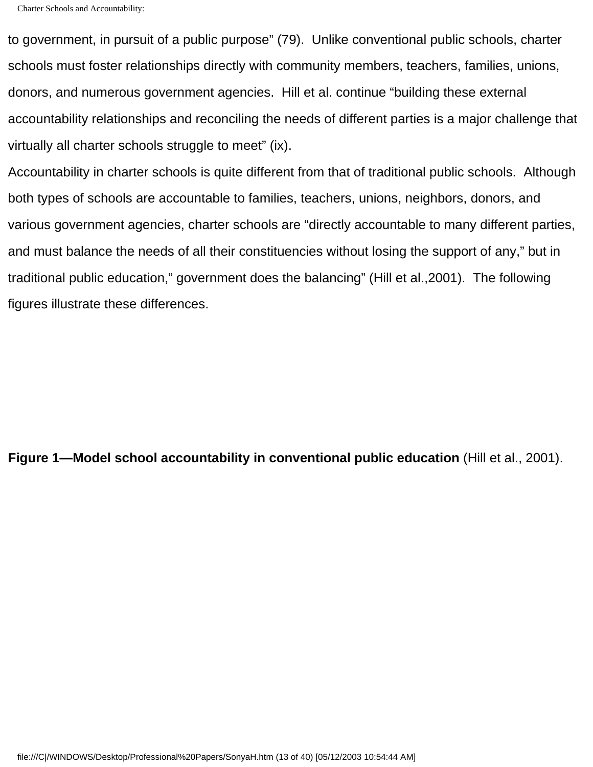to government, in pursuit of a public purpose" (79).  Unlike conventional public schools, charter schools must foster relationships directly with community members, teachers, families, unions, donors, and numerous government agencies.  Hill et al. continue "building these external accountability relationships and reconciling the needs of different parties is a major challenge that virtually all charter schools struggle to meet" (ix).

Accountability in charter schools is quite different from that of traditional public schools.  Although both types of schools are accountable to families, teachers, unions, neighbors, donors, and various government agencies, charter schools are "directly accountable to many different parties, and must balance the needs of all their constituencies without losing the support of any," but in traditional public education," government does the balancing" (Hill et al.,2001).  The following figures illustrate these differences.

**Figure 1—Model school accountability in conventional public education** (Hill et al., 2001).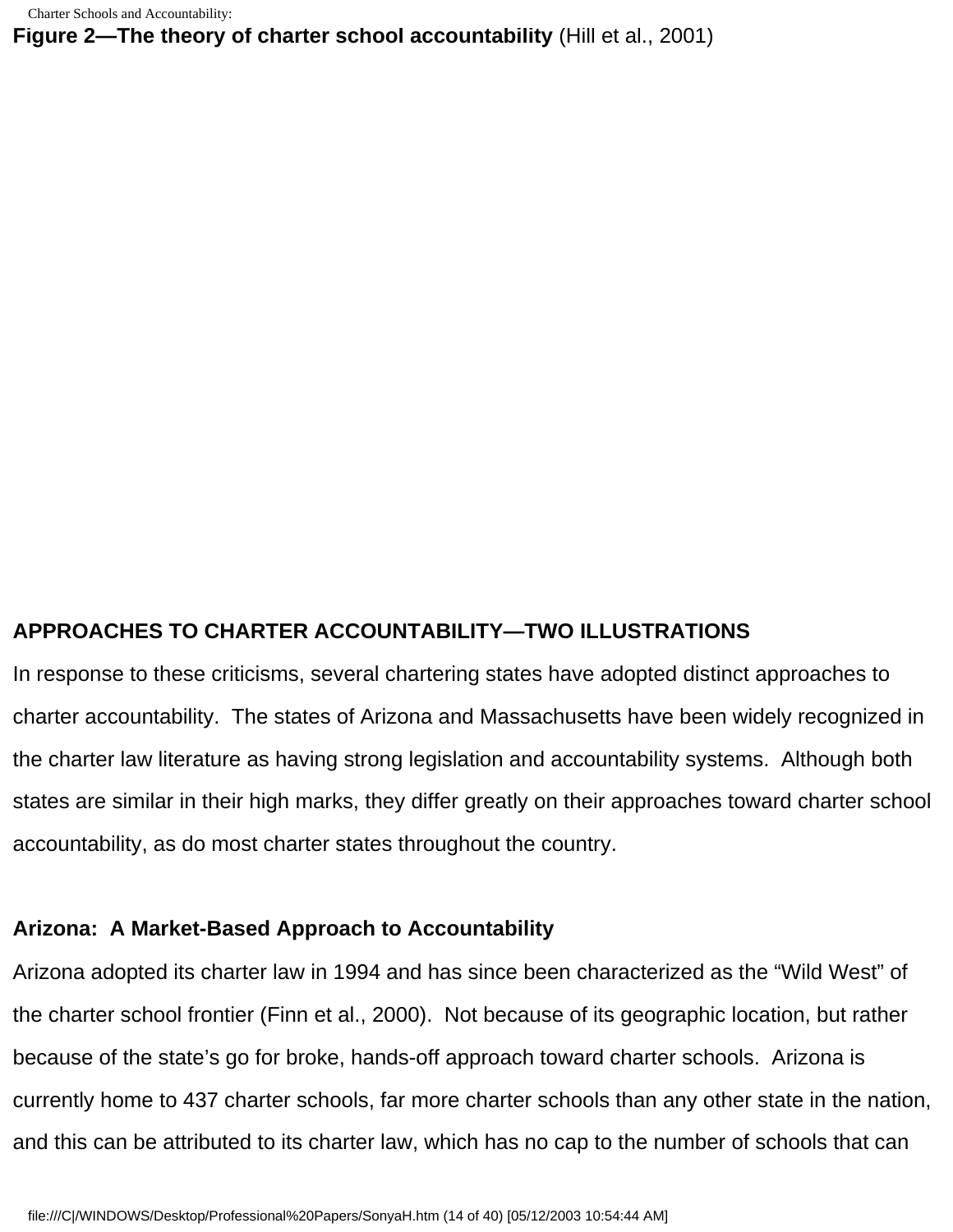**Figure 2—The theory of charter school accountability** (Hill et al., 2001)

## APPROACHES TO CHARTER ACCOUNTABILITY—TWO ILLUSTRATIONS

In response to these criticisms, several chartering states have adopted distinct approaches to charter accountability. The states of Arizona and Massachusetts have been widely recognized in the charter law literature as having strong legislation and accountability systems. Although both states are similar in their high marks, they differ greatly on their approaches toward charter school accountability, as do most charter states throughout the country.

### Arizona: A Market-Based Approach to Accountability

Arizona adopted its charter law in 1994 and has since been characterized as the "Wild West" of the charter school frontier (Finn et al., 2000). Not because of its geographic location, but rather because of the state's go for broke, hands-off approach toward charter schools. Arizona is currently home to 437 charter schools, far more charter schools than any other state in the nation, and this can be attributed to its charter law, which has no cap to the number of schools that can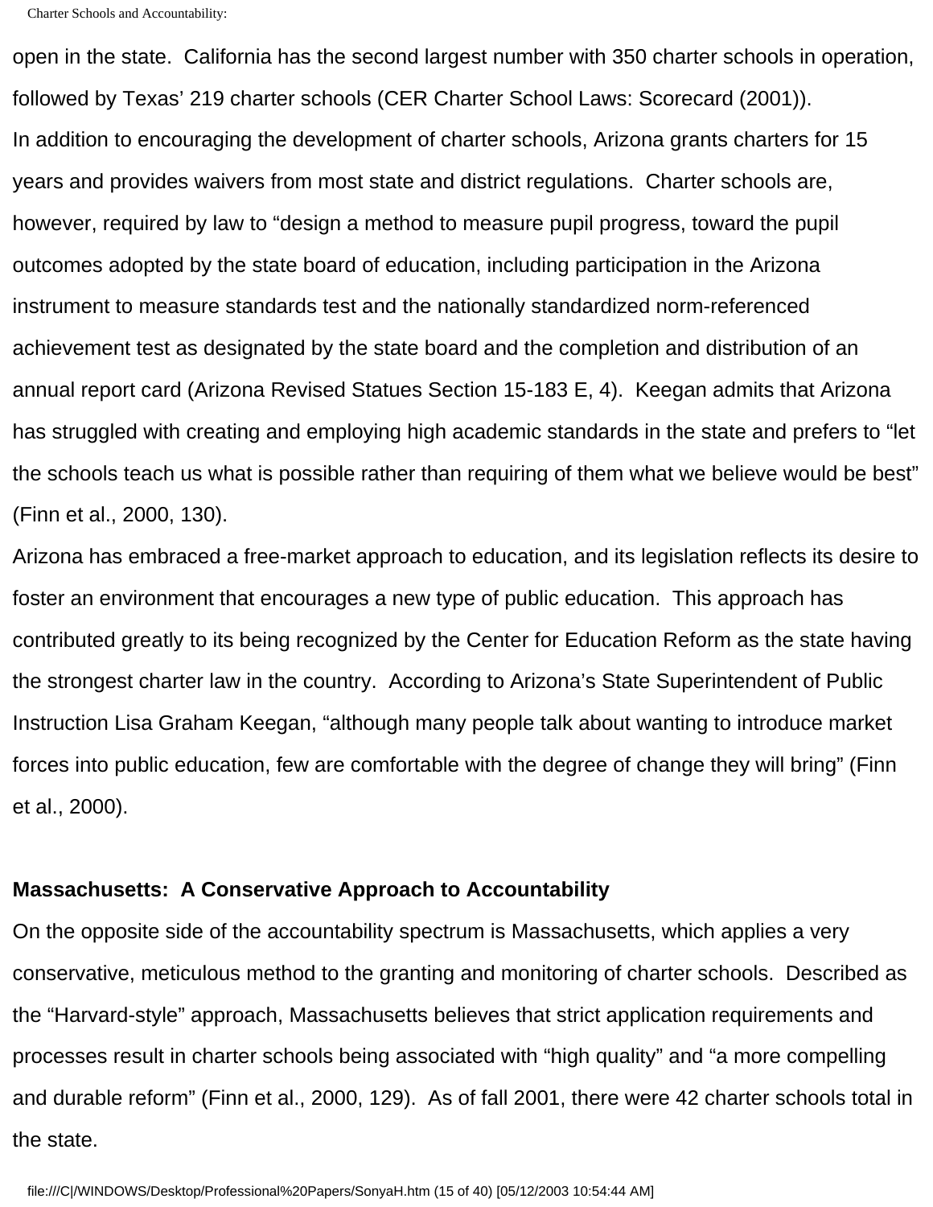open in the state. California has the second largest number with 350 charter schools in operation, followed by Texas' 219 charter schools (CER Charter School Laws: Scorecard (2001)).

In addition to encouraging the development of charter schools, Arizona grants charters for 15 years and provides waivers from most state and district regulations. Charter schools are, however, required by law to "design a method to measure pupil progress, toward the pupil outcomes adopted by the state board of education, including participation in the Arizona instrument to measure standards test and the nationally standardized norm-referenced achievement test as designated by the state board and the completion and distribution of an annual report card (Arizona Revised Statues Section 15-183 E, 4). Keegan admits that Arizona has struggled with creating and employing high academic standards in the state and prefers to "let the schools teach us what is possible rather than requiring of them what we believe would be best" (Finn et al., 2000, 130).

Arizona has embraced a free-market approach to education, and its legislation reflects its desire to foster an environment that encourages a new type of public education. This approach has contributed greatly to its being recognized by the Center for Education Reform as the state having the strongest charter law in the country. According to Arizona's State Superintendent of Public Instruction Lisa Graham Keegan, "although many people talk about wanting to introduce market forces into public education, few are comfortable with the degree of change they will bring" (Finn et al., 2000).

**Massachusetts: A Conservative Approach to Accountability**

On the opposite side of the accountability spectrum is Massachusetts, which applies a very conservative, meticulous method to the granting and monitoring of charter schools. Described as the "Harvard-style" approach, Massachusetts believes that strict application requirements and processes result in charter schools being associated with "high quality" and "a more compelling and durable reform" (Finn et al., 2000, 129). As of fall 2001, there were 42 charter schools total in the state.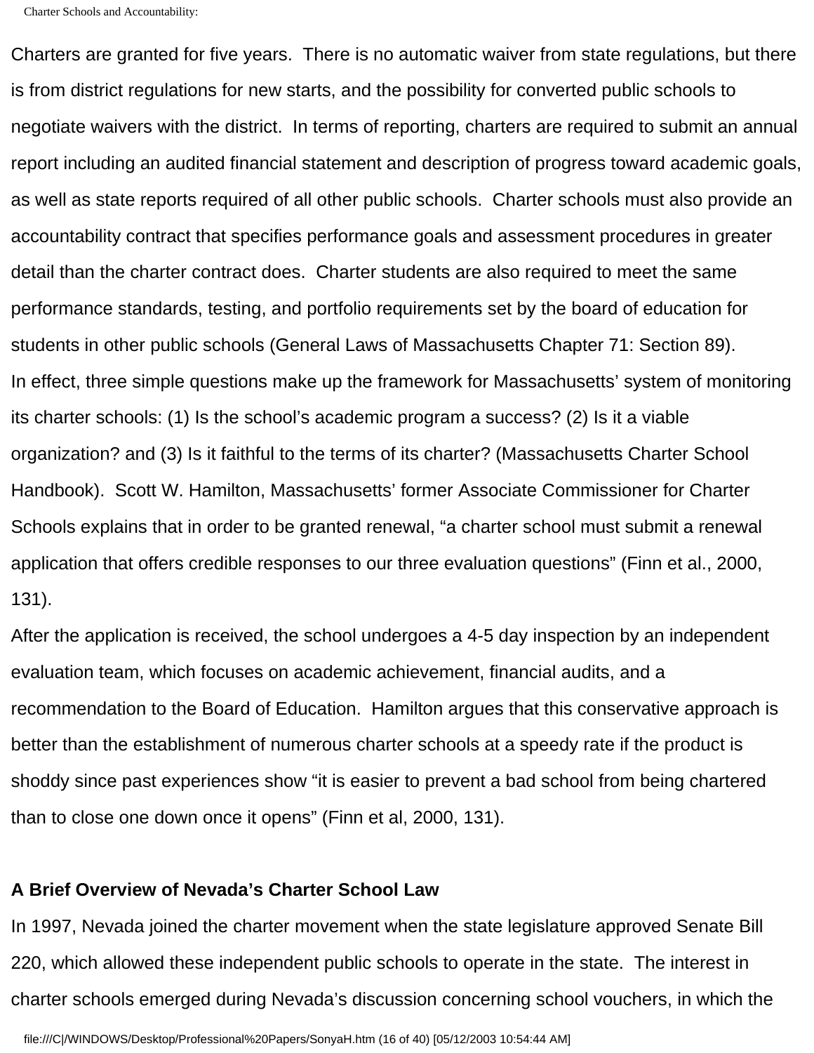Charters are granted for five years. There is no automatic waiver from state regulations, but there is from district regulations for new starts, and the possibility for converted public schools to negotiate waivers with the district. In terms of reporting, charters are required to submit an annual report including an audited financial statement and description of progress toward academic goals, as well as state reports required of all other public schools. Charter schools must also provide an accountability contract that specifies performance goals and assessment procedures in greater detail than the charter contract does. Charter students are also required to meet the same performance standards, testing, and portfolio requirements set by the board of education for students in other public schools (General Laws of Massachusetts Chapter 71: Section 89).

In effect, three simple questions make up the framework for Massachusetts' system of monitoring its charter schools: (1) Is the school's academic program a success? (2) Is it a viable organization? and (3) Is it faithful to the terms of its charter? (Massachusetts Charter School Handbook). Scott W. Hamilton, Massachusetts' former Associate Commissioner for Charter Schools explains that in order to be granted renewal, "a charter school must submit a renewal application that offers credible responses to our three evaluation questions" (Finn et al., 2000, 131).

After the application is received, the school undergoes a 4-5 day inspection by an independent evaluation team, which focuses on academic achievement, financial audits, and a recommendation to the Board of Education. Hamilton argues that this conservative approach is better than the establishment of numerous charter schools at a speedy rate if the product is shoddy since past experiences show "it is easier to prevent a bad school from being chartered than to close one down once it opens" (Finn et al, 2000, 131).

**A Brief Overview of Nevada's Charter School Law**

In 1997, Nevada joined the charter movement when the state legislature approved Senate Bill 220, which allowed these independent public schools to operate in the state. The interest in charter schools emerged during Nevada's discussion concerning school vouchers, in which the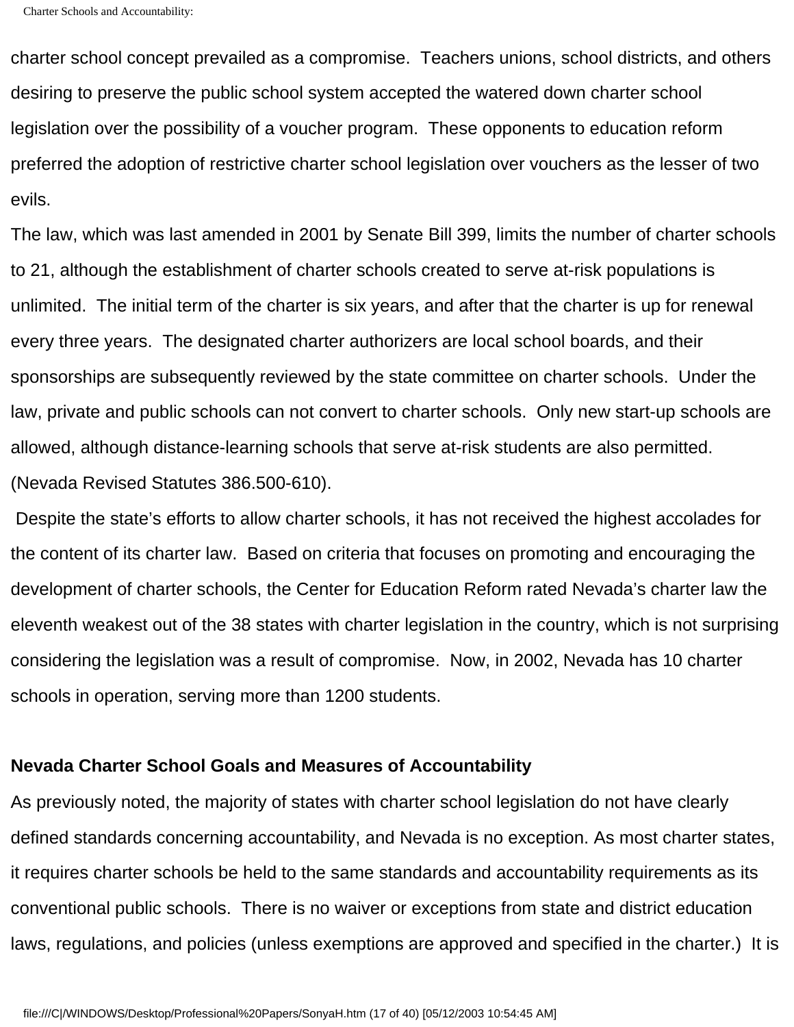charter school concept prevailed as a compromise. Teachers unions, school districts, and others desiring to preserve the public school system accepted the watered down charter school legislation over the possibility of a voucher program. These opponents to education reform preferred the adoption of restrictive charter school legislation over vouchers as the lesser of two evils.

The law, which was last amended in 2001 by Senate Bill 399, limits the number of charter schools to 21, although the establishment of charter schools created to serve at-risk populations is unlimited. The initial term of the charter is six years, and after that the charter is up for renewal every three years. The designated charter authorizers are local school boards, and their sponsorships are subsequently reviewed by the state committee on charter schools. Under the law, private and public schools can not convert to charter schools. Only new start-up schools are allowed, although distance-learning schools that serve at-risk students are also permitted. (Nevada Revised Statutes 386.500-610).

Despite the state's efforts to allow charter schools, it has not received the highest accolades for the content of its charter law. Based on criteria that focuses on promoting and encouraging the development of charter schools, the Center for Education Reform rated Nevada's charter law the eleventh weakest out of the 38 states with charter legislation in the country, which is not surprising considering the legislation was a result of compromise. Now, in 2002, Nevada has 10 charter schools in operation, serving more than 1200 students.

**Nevada Charter School Goals and Measures of Accountability**

As previously noted, the majority of states with charter school legislation do not have clearly defined standards concerning accountability, and Nevada is no exception. As most charter states, it requires charter schools be held to the same standards and accountability requirements as its conventional public schools. There is no waiver or exceptions from state and district education laws, regulations, and policies (unless exemptions are approved and specified in the charter.) It is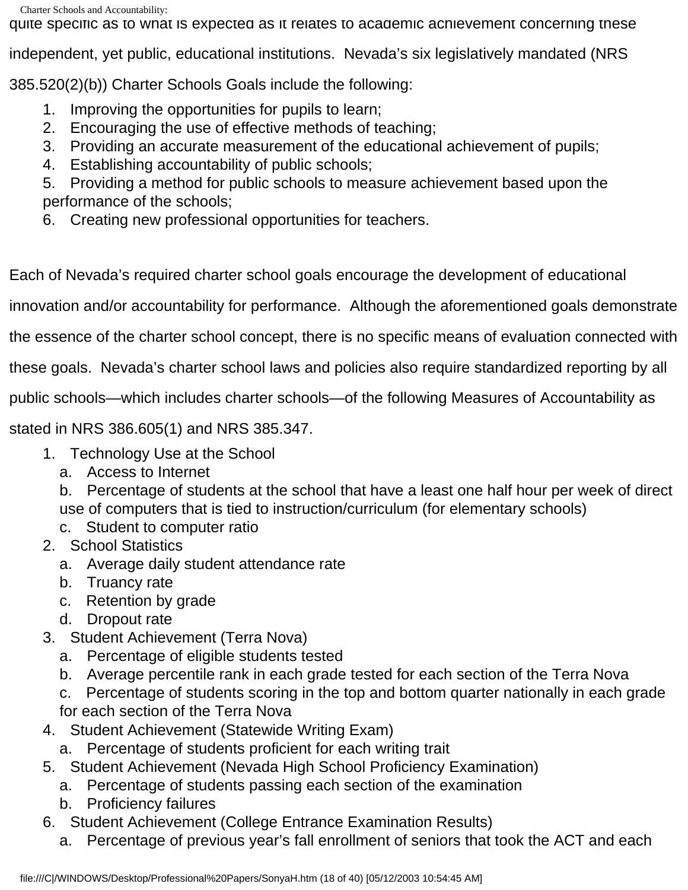quite specific as to what is expected as it relates to academic achievement concerning these independent, yet public, educational institutions. Nevada's six legislatively mandated (NRS 385.520(2)(b)) Charter Schools Goals include the following:

1. Improving the opportunities for pupils to learn;
2. Encouraging the use of effective methods of teaching;
3. Providing an accurate measurement of the educational achievement of pupils;
4. Establishing accountability of public schools;
5. Providing a method for public schools to measure achievement based upon the performance of the schools;
6. Creating new professional opportunities for teachers.

Each of Nevada's required charter school goals encourage the development of educational innovation and/or accountability for performance. Although the aforementioned goals demonstrate the essence of the charter school concept, there is no specific means of evaluation connected with these goals. Nevada's charter school laws and policies also require standardized reporting by all public schools—which includes charter schools—of the following Measures of Accountability as stated in NRS 386.605(1) and NRS 385.347.

1. Technology Use at the School
   a. Access to Internet
   b. Percentage of students at the school that have a least one half hour per week of direct use of computers that is tied to instruction/curriculum (for elementary schools)
   c. Student to computer ratio
2. School Statistics
   a. Average daily student attendance rate
   b. Truancy rate
   c. Retention by grade
   d. Dropout rate
3. Student Achievement (Terra Nova)
   a. Percentage of eligible students tested
   b. Average percentile rank in each grade tested for each section of the Terra Nova
   c. Percentage of students scoring in the top and bottom quarter nationally in each grade for each section of the Terra Nova
4. Student Achievement (Statewide Writing Exam)
   a. Percentage of students proficient for each writing trait
5. Student Achievement (Nevada High School Proficiency Examination)
   a. Percentage of students passing each section of the examination
   b. Proficiency failures
6. Student Achievement (College Entrance Examination Results)
   a. Percentage of previous year's fall enrollment of seniors that took the ACT and each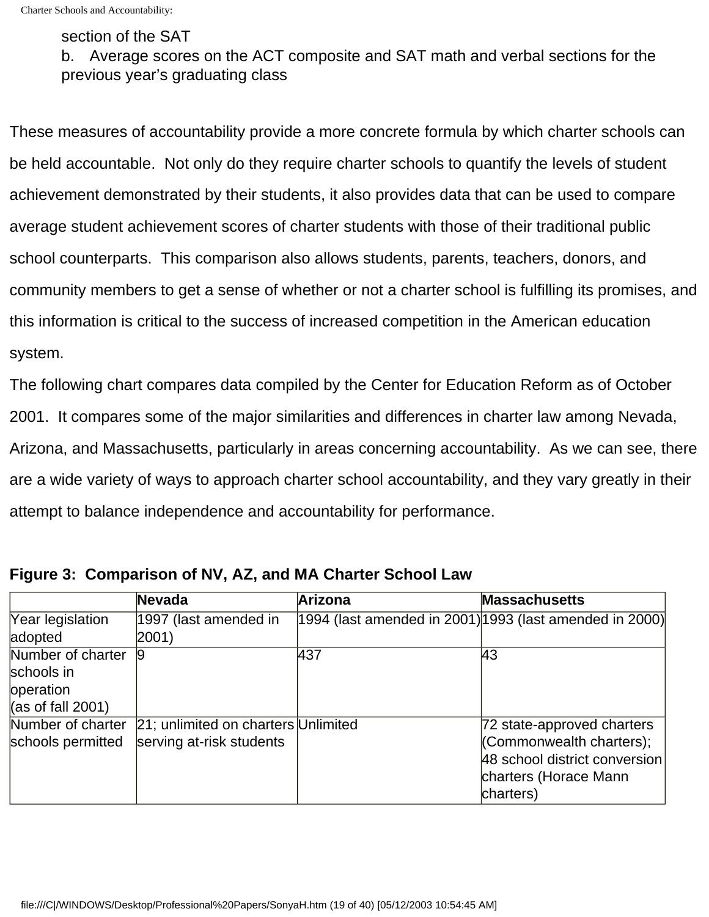section of the SAT

b. Average scores on the ACT composite and SAT math and verbal sections for the previous year's graduating class

These measures of accountability provide a more concrete formula by which charter schools can be held accountable. Not only do they require charter schools to quantify the levels of student achievement demonstrated by their students, it also provides data that can be used to compare average student achievement scores of charter students with those of their traditional public school counterparts. This comparison also allows students, parents, teachers, donors, and community members to get a sense of whether or not a charter school is fulfilling its promises, and this information is critical to the success of increased competition in the American education system.

The following chart compares data compiled by the Center for Education Reform as of October 2001. It compares some of the major similarities and differences in charter law among Nevada, Arizona, and Massachusetts, particularly in areas concerning accountability. As we can see, there are a wide variety of ways to approach charter school accountability, and they vary greatly in their attempt to balance independence and accountability for performance.

**Figure 3: Comparison of NV, AZ, and MA Charter School Law**

| | **Nevada** | **Arizona** | **Massachusetts** |
|---|---|---|---|
| Year legislation adopted | 1997 (last amended in 2001) | 1994 (last amended in 2001) | 1993 (last amended in 2000) |
| Number of charter schools in operation (as of fall 2001) | 9 | 437 | 43 |
| Number of charter schools permitted | 21; unlimited on charters serving at-risk students | Unlimited | 72 state-approved charters (Commonwealth charters); 48 school district conversion charters (Horace Mann charters) |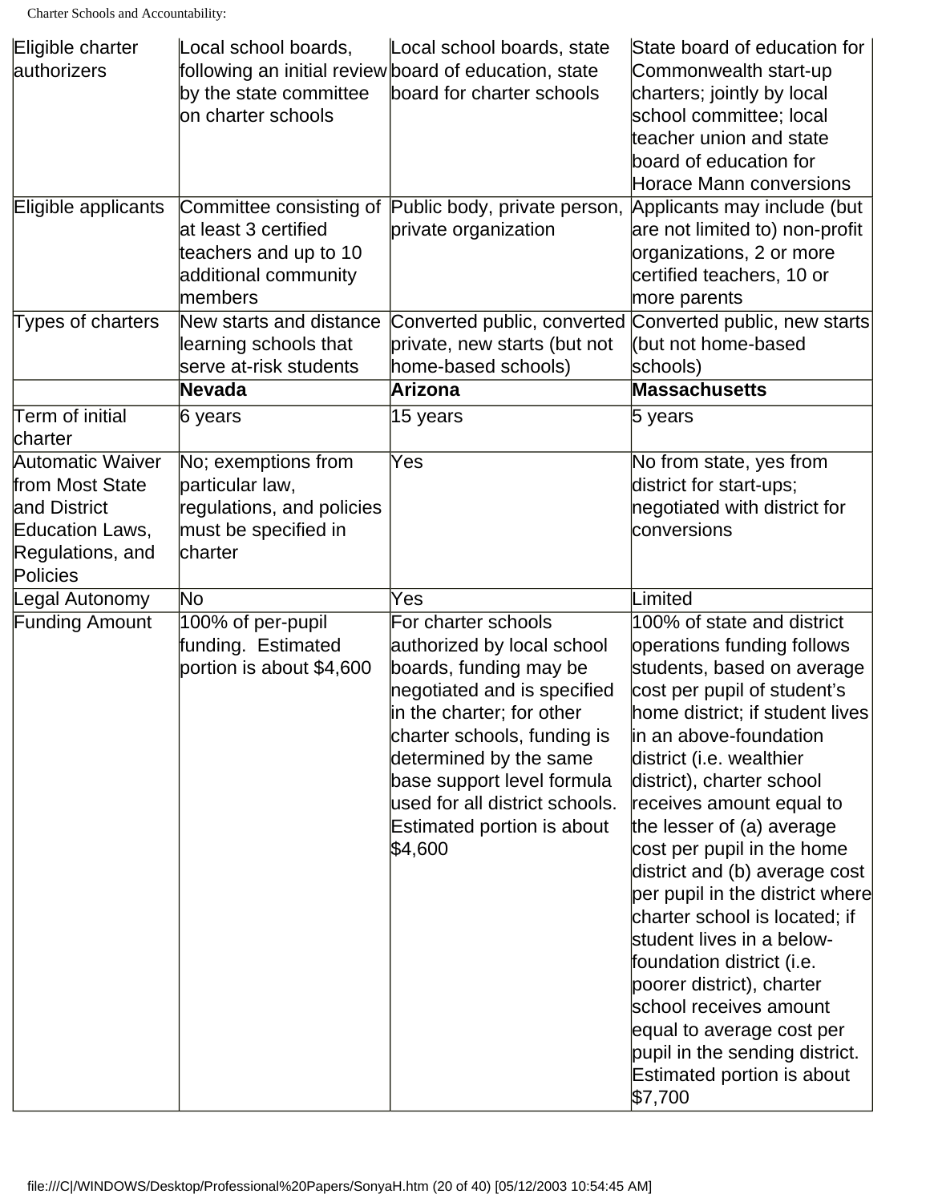| Eligible charter authorizers | Local school boards, following an initial review by the state committee on charter schools | Local school boards, state board of education, state board for charter schools | State board of education for Commonwealth start-up charters; jointly by local school committee; local teacher union and state board of education for Horace Mann conversions |
|---|---|---|---|
| Eligible applicants | Committee consisting of at least 3 certified teachers and up to 10 additional community members | Public body, private person, private organization | Applicants may include (but are not limited to) non-profit organizations, 2 or more certified teachers, 10 or more parents |
| Types of charters | New starts and distance learning schools that serve at-risk students | Converted public, converted private, new starts (but not home-based schools) | Converted public, new starts (but not home-based schools) |
| | **Nevada** | **Arizona** | **Massachusetts** |
| Term of initial charter | 6 years | 15 years | 5 years |
| Automatic Waiver from Most State and District Education Laws, Regulations, and Policies | No; exemptions from particular law, regulations, and policies must be specified in charter | Yes | No from state, yes from district for start-ups; negotiated with district for conversions |
| Legal Autonomy | No | Yes | Limited |
| Funding Amount | 100% of per-pupil funding. Estimated portion is about $4,600 | For charter schools authorized by local school boards, funding may be negotiated and is specified in the charter; for other charter schools, funding is determined by the same base support level formula used for all district schools. Estimated portion is about $4,600 | 100% of state and district operations funding follows students, based on average cost per pupil of student's home district; if student lives in an above-foundation district (i.e. wealthier district), charter school receives amount equal to the lesser of (a) average cost per pupil in the home district and (b) average cost per pupil in the district where charter school is located; if student lives in a below-foundation district (i.e. poorer district), charter school receives amount equal to average cost per pupil in the sending district. Estimated portion is about $7,700 |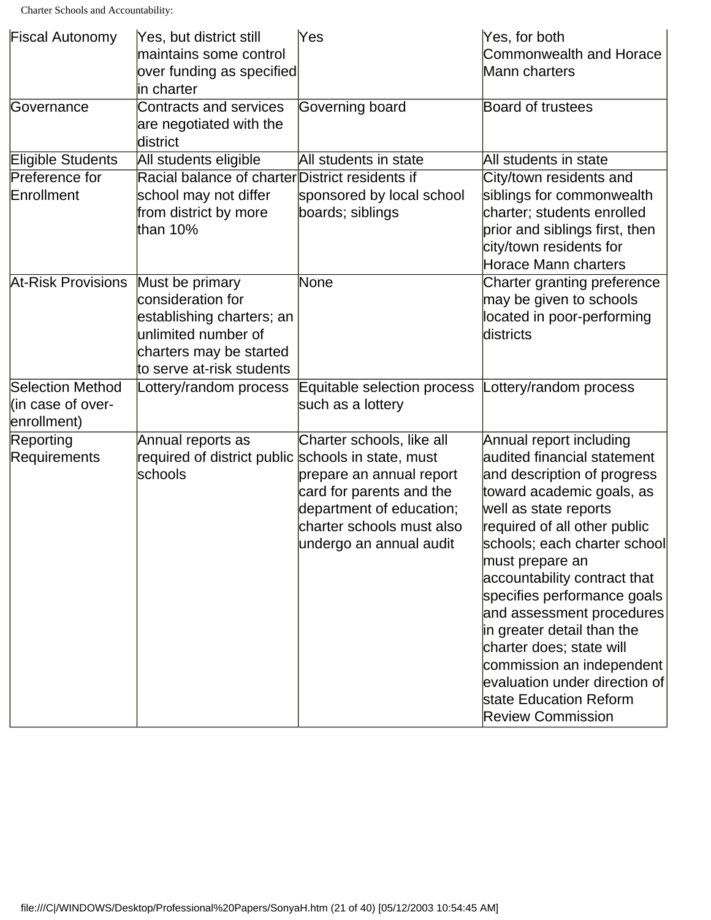| | | | |
|---|---|---|---|
| Fiscal Autonomy | Yes, but district still maintains some control over funding as specified in charter | Yes | Yes, for both Commonwealth and Horace Mann charters |
| Governance | Contracts and services are negotiated with the district | Governing board | Board of trustees |
| Eligible Students | All students eligible | All students in state | All students in state |
| Preference for Enrollment | Racial balance of charter school may not differ from district by more than 10% | District residents if sponsored by local school boards; siblings | City/town residents and siblings for commonwealth charter; students enrolled prior and siblings first, then city/town residents for Horace Mann charters |
| At-Risk Provisions | Must be primary consideration for establishing charters; an unlimited number of charters may be started to serve at-risk students | None | Charter granting preference may be given to schools located in poor-performing districts |
| Selection Method (in case of over-enrollment) | Lottery/random process | Equitable selection process such as a lottery | Lottery/random process |
| Reporting Requirements | Annual reports as required of district public schools | Charter schools, like all schools in state, must prepare an annual report card for parents and the department of education; charter schools must also undergo an annual audit | Annual report including audited financial statement and description of progress toward academic goals, as well as state reports required of all other public schools; each charter school must prepare an accountability contract that specifies performance goals and assessment procedures in greater detail than the charter does; state will commission an independent evaluation under direction of state Education Reform Review Commission |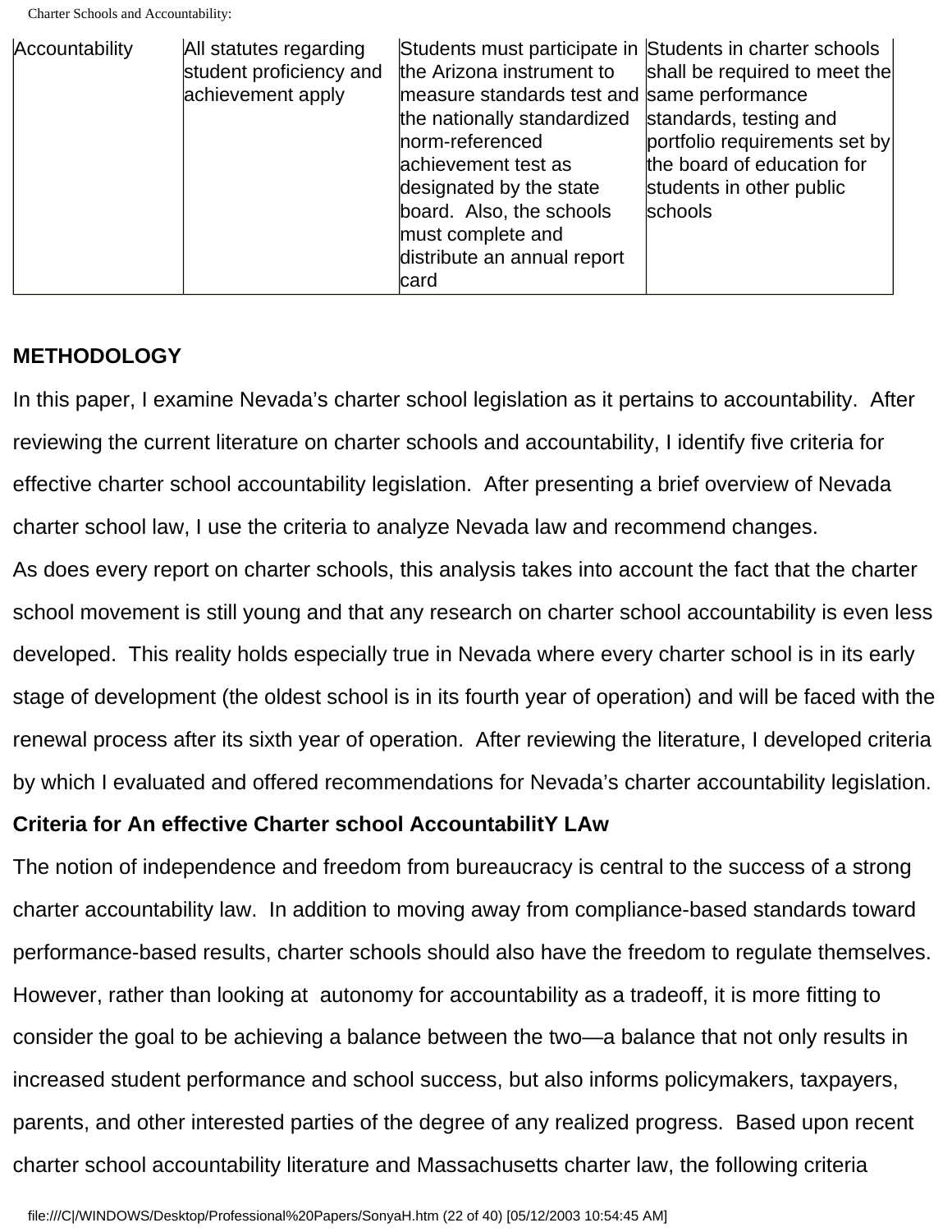| Accountability | All statutes regarding student proficiency and achievement apply | Students must participate in the Arizona instrument to measure standards test and the nationally standardized norm-referenced achievement test as designated by the state board. Also, the schools must complete and distribute an annual report card | Students in charter schools shall be required to meet the same performance standards, testing and portfolio requirements set by the board of education for students in other public schools |
|---|---|---|---|

**METHODOLOGY**

In this paper, I examine Nevada's charter school legislation as it pertains to accountability. After reviewing the current literature on charter schools and accountability, I identify five criteria for effective charter school accountability legislation. After presenting a brief overview of Nevada charter school law, I use the criteria to analyze Nevada law and recommend changes.

As does every report on charter schools, this analysis takes into account the fact that the charter school movement is still young and that any research on charter school accountability is even less developed. This reality holds especially true in Nevada where every charter school is in its early stage of development (the oldest school is in its fourth year of operation) and will be faced with the renewal process after its sixth year of operation. After reviewing the literature, I developed criteria by which I evaluated and offered recommendations for Nevada's charter accountability legislation.

**Criteria for An effective Charter school AccountabilitY LAw**

The notion of independence and freedom from bureaucracy is central to the success of a strong charter accountability law. In addition to moving away from compliance-based standards toward performance-based results, charter schools should also have the freedom to regulate themselves. However, rather than looking at autonomy for accountability as a tradeoff, it is more fitting to consider the goal to be achieving a balance between the two—a balance that not only results in increased student performance and school success, but also informs policymakers, taxpayers, parents, and other interested parties of the degree of any realized progress. Based upon recent charter school accountability literature and Massachusetts charter law, the following criteria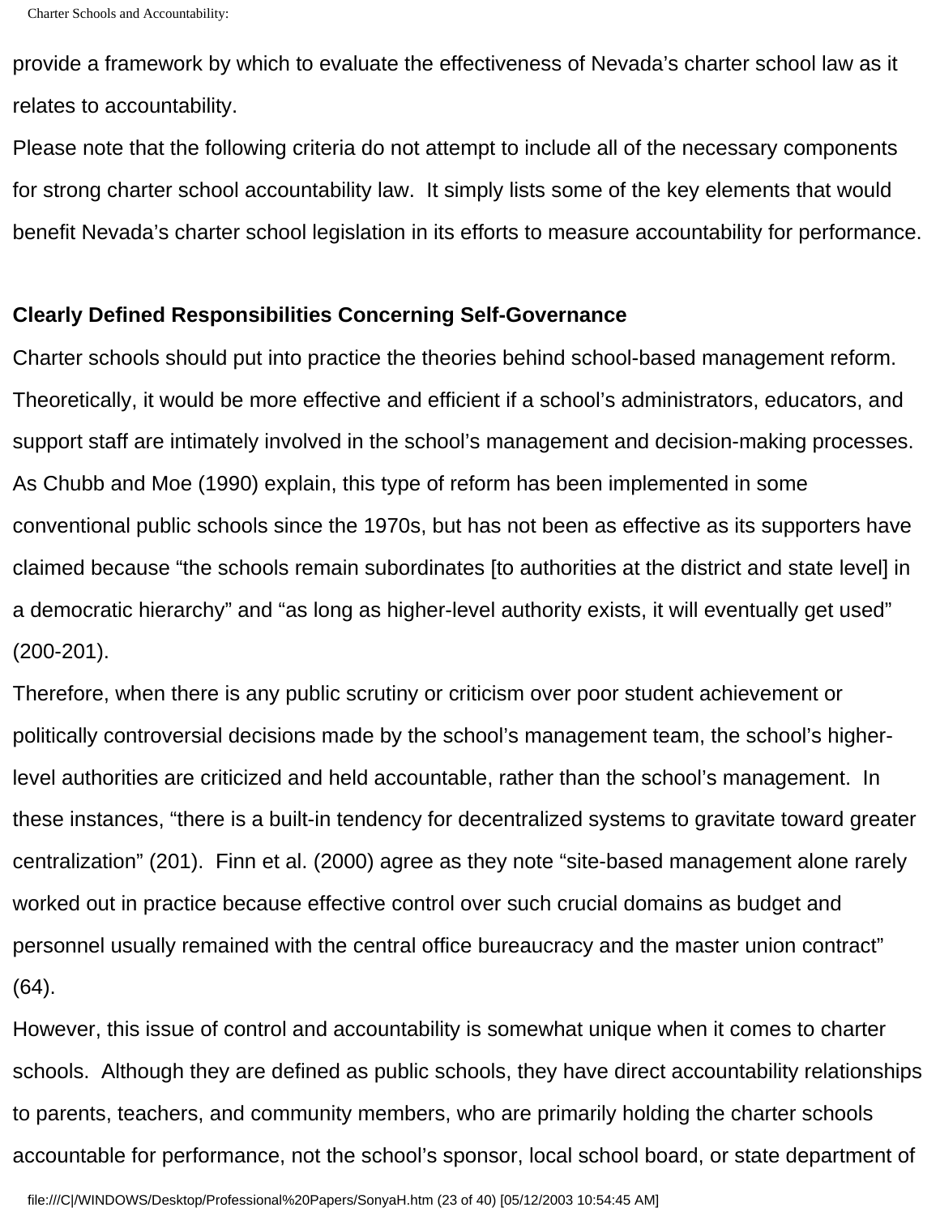provide a framework by which to evaluate the effectiveness of Nevada's charter school law as it relates to accountability.

Please note that the following criteria do not attempt to include all of the necessary components for strong charter school accountability law. It simply lists some of the key elements that would benefit Nevada's charter school legislation in its efforts to measure accountability for performance.

**Clearly Defined Responsibilities Concerning Self-Governance**

Charter schools should put into practice the theories behind school-based management reform. Theoretically, it would be more effective and efficient if a school's administrators, educators, and support staff are intimately involved in the school's management and decision-making processes. As Chubb and Moe (1990) explain, this type of reform has been implemented in some conventional public schools since the 1970s, but has not been as effective as its supporters have claimed because "the schools remain subordinates [to authorities at the district and state level] in a democratic hierarchy" and "as long as higher-level authority exists, it will eventually get used" (200-201).

Therefore, when there is any public scrutiny or criticism over poor student achievement or politically controversial decisions made by the school's management team, the school's higher-level authorities are criticized and held accountable, rather than the school's management. In these instances, "there is a built-in tendency for decentralized systems to gravitate toward greater centralization" (201). Finn et al. (2000) agree as they note "site-based management alone rarely worked out in practice because effective control over such crucial domains as budget and personnel usually remained with the central office bureaucracy and the master union contract" (64).

However, this issue of control and accountability is somewhat unique when it comes to charter schools. Although they are defined as public schools, they have direct accountability relationships to parents, teachers, and community members, who are primarily holding the charter schools accountable for performance, not the school's sponsor, local school board, or state department of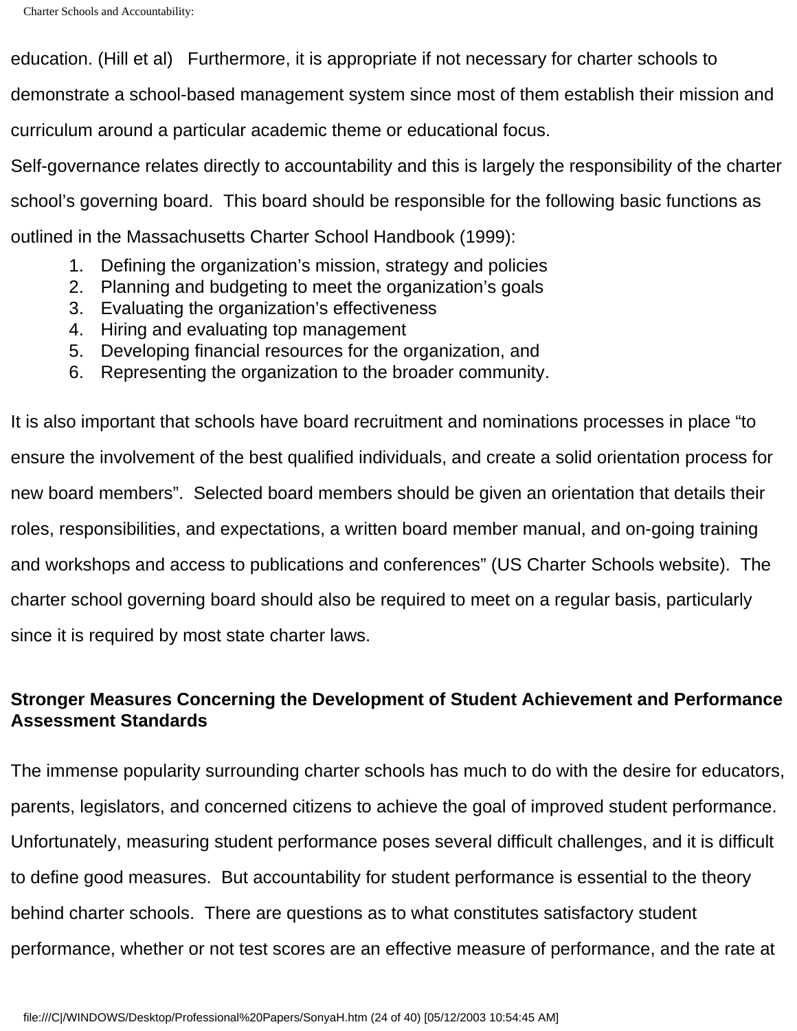education. (Hill et al) Furthermore, it is appropriate if not necessary for charter schools to demonstrate a school-based management system since most of them establish their mission and curriculum around a particular academic theme or educational focus.

Self-governance relates directly to accountability and this is largely the responsibility of the charter school's governing board. This board should be responsible for the following basic functions as outlined in the Massachusetts Charter School Handbook (1999):

1. Defining the organization's mission, strategy and policies
2. Planning and budgeting to meet the organization's goals
3. Evaluating the organization's effectiveness
4. Hiring and evaluating top management
5. Developing financial resources for the organization, and
6. Representing the organization to the broader community.

It is also important that schools have board recruitment and nominations processes in place "to ensure the involvement of the best qualified individuals, and create a solid orientation process for new board members". Selected board members should be given an orientation that details their roles, responsibilities, and expectations, a written board member manual, and on-going training and workshops and access to publications and conferences" (US Charter Schools website). The charter school governing board should also be required to meet on a regular basis, particularly since it is required by most state charter laws.

**Stronger Measures Concerning the Development of Student Achievement and Performance Assessment Standards**

The immense popularity surrounding charter schools has much to do with the desire for educators, parents, legislators, and concerned citizens to achieve the goal of improved student performance. Unfortunately, measuring student performance poses several difficult challenges, and it is difficult to define good measures. But accountability for student performance is essential to the theory behind charter schools. There are questions as to what constitutes satisfactory student performance, whether or not test scores are an effective measure of performance, and the rate at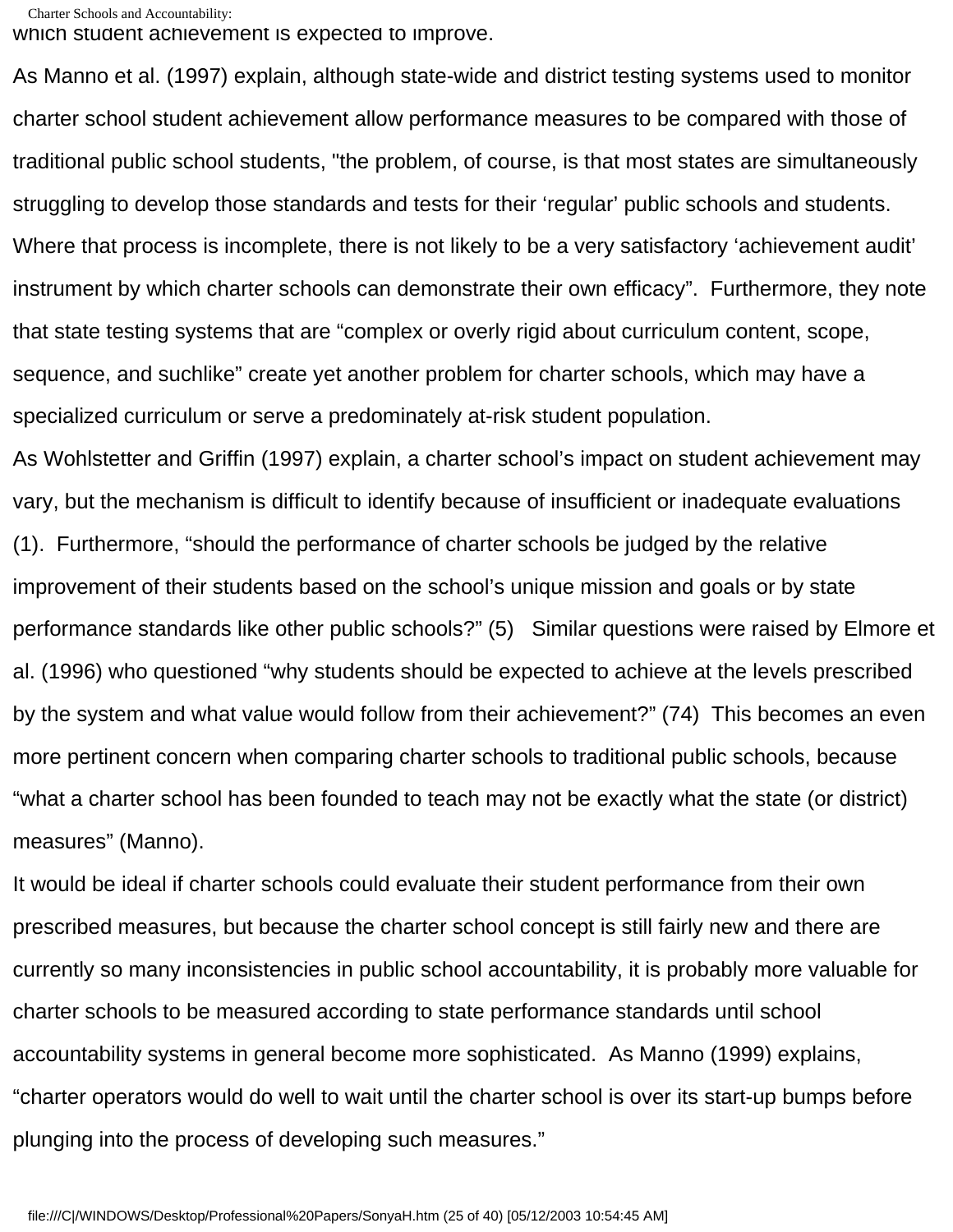which student achievement is expected to improve.

As Manno et al. (1997) explain, although state-wide and district testing systems used to monitor charter school student achievement allow performance measures to be compared with those of traditional public school students, "the problem, of course, is that most states are simultaneously struggling to develop those standards and tests for their 'regular' public schools and students. Where that process is incomplete, there is not likely to be a very satisfactory 'achievement audit' instrument by which charter schools can demonstrate their own efficacy". Furthermore, they note that state testing systems that are "complex or overly rigid about curriculum content, scope, sequence, and suchlike" create yet another problem for charter schools, which may have a specialized curriculum or serve a predominately at-risk student population.

As Wohlstetter and Griffin (1997) explain, a charter school's impact on student achievement may vary, but the mechanism is difficult to identify because of insufficient or inadequate evaluations (1). Furthermore, "should the performance of charter schools be judged by the relative improvement of their students based on the school's unique mission and goals or by state performance standards like other public schools?" (5) Similar questions were raised by Elmore et al. (1996) who questioned "why students should be expected to achieve at the levels prescribed by the system and what value would follow from their achievement?" (74) This becomes an even more pertinent concern when comparing charter schools to traditional public schools, because "what a charter school has been founded to teach may not be exactly what the state (or district) measures" (Manno).

It would be ideal if charter schools could evaluate their student performance from their own prescribed measures, but because the charter school concept is still fairly new and there are currently so many inconsistencies in public school accountability, it is probably more valuable for charter schools to be measured according to state performance standards until school accountability systems in general become more sophisticated. As Manno (1999) explains, "charter operators would do well to wait until the charter school is over its start-up bumps before plunging into the process of developing such measures."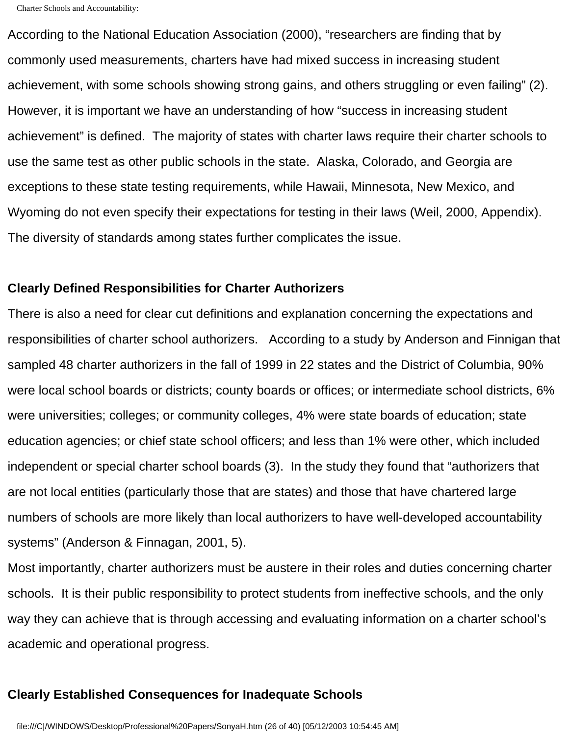According to the National Education Association (2000), "researchers are finding that by commonly used measurements, charters have had mixed success in increasing student achievement, with some schools showing strong gains, and others struggling or even failing" (2). However, it is important we have an understanding of how "success in increasing student achievement" is defined. The majority of states with charter laws require their charter schools to use the same test as other public schools in the state. Alaska, Colorado, and Georgia are exceptions to these state testing requirements, while Hawaii, Minnesota, New Mexico, and Wyoming do not even specify their expectations for testing in their laws (Weil, 2000, Appendix). The diversity of standards among states further complicates the issue.

**Clearly Defined Responsibilities for Charter Authorizers**

There is also a need for clear cut definitions and explanation concerning the expectations and responsibilities of charter school authorizers. According to a study by Anderson and Finnigan that sampled 48 charter authorizers in the fall of 1999 in 22 states and the District of Columbia, 90% were local school boards or districts; county boards or offices; or intermediate school districts, 6% were universities; colleges; or community colleges, 4% were state boards of education; state education agencies; or chief state school officers; and less than 1% were other, which included independent or special charter school boards (3). In the study they found that "authorizers that are not local entities (particularly those that are states) and those that have chartered large numbers of schools are more likely than local authorizers to have well-developed accountability systems" (Anderson & Finnagan, 2001, 5).

Most importantly, charter authorizers must be austere in their roles and duties concerning charter schools. It is their public responsibility to protect students from ineffective schools, and the only way they can achieve that is through accessing and evaluating information on a charter school's academic and operational progress.

**Clearly Established Consequences for Inadequate Schools**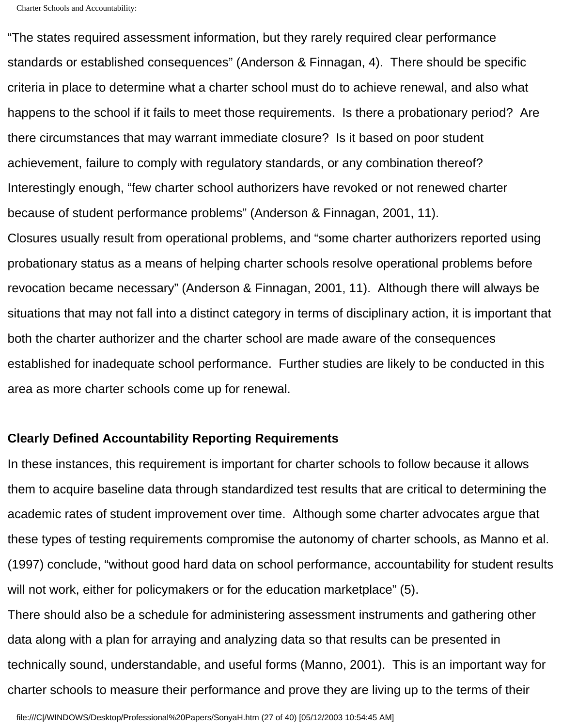"The states required assessment information, but they rarely required clear performance standards or established consequences" (Anderson & Finnagan, 4). There should be specific criteria in place to determine what a charter school must do to achieve renewal, and also what happens to the school if it fails to meet those requirements. Is there a probationary period? Are there circumstances that may warrant immediate closure? Is it based on poor student achievement, failure to comply with regulatory standards, or any combination thereof? Interestingly enough, "few charter school authorizers have revoked or not renewed charter because of student performance problems" (Anderson & Finnagan, 2001, 11).

Closures usually result from operational problems, and "some charter authorizers reported using probationary status as a means of helping charter schools resolve operational problems before revocation became necessary" (Anderson & Finnagan, 2001, 11). Although there will always be situations that may not fall into a distinct category in terms of disciplinary action, it is important that both the charter authorizer and the charter school are made aware of the consequences established for inadequate school performance. Further studies are likely to be conducted in this area as more charter schools come up for renewal.

**Clearly Defined Accountability Reporting Requirements**

In these instances, this requirement is important for charter schools to follow because it allows them to acquire baseline data through standardized test results that are critical to determining the academic rates of student improvement over time. Although some charter advocates argue that these types of testing requirements compromise the autonomy of charter schools, as Manno et al. (1997) conclude, "without good hard data on school performance, accountability for student results will not work, either for policymakers or for the education marketplace" (5).

There should also be a schedule for administering assessment instruments and gathering other data along with a plan for arraying and analyzing data so that results can be presented in technically sound, understandable, and useful forms (Manno, 2001). This is an important way for charter schools to measure their performance and prove they are living up to the terms of their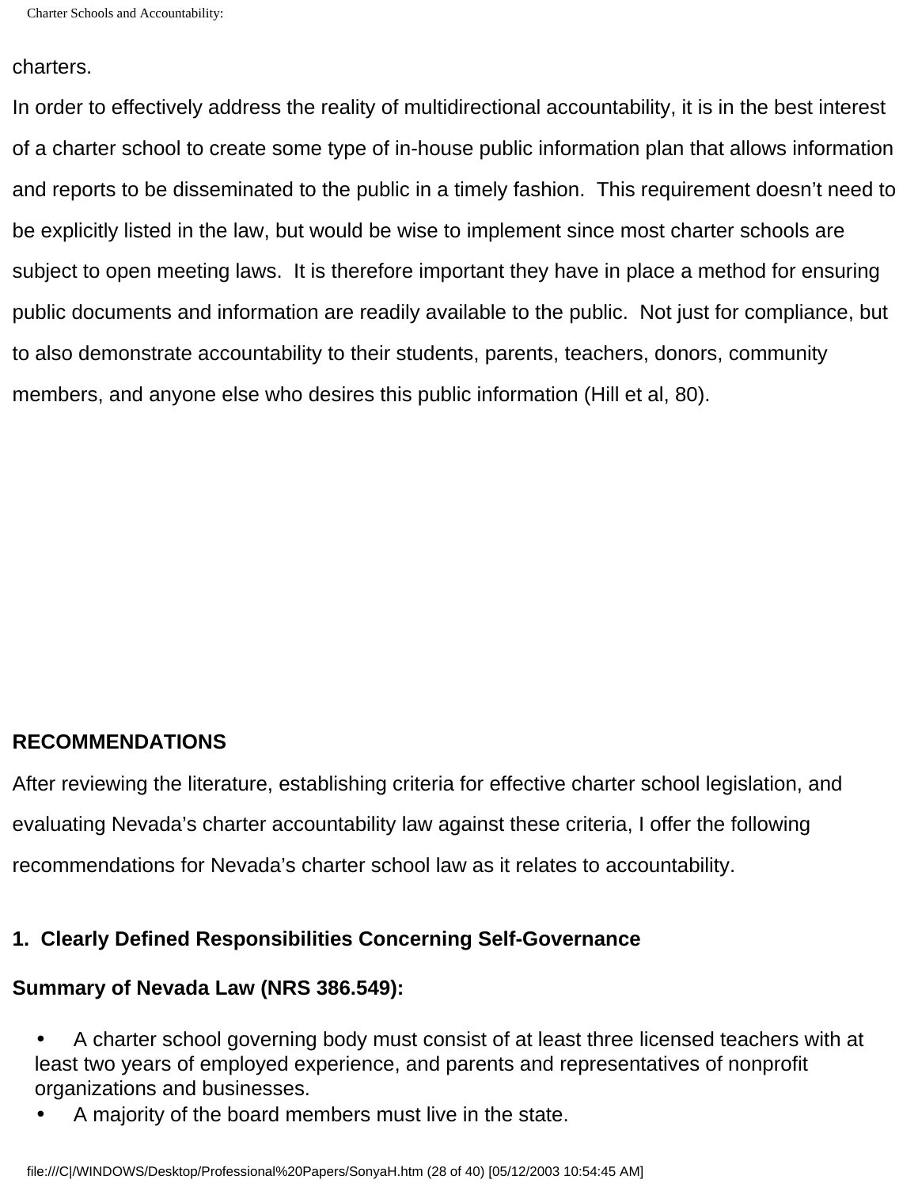charters.

In order to effectively address the reality of multidirectional accountability, it is in the best interest of a charter school to create some type of in-house public information plan that allows information and reports to be disseminated to the public in a timely fashion. This requirement doesn't need to be explicitly listed in the law, but would be wise to implement since most charter schools are subject to open meeting laws. It is therefore important they have in place a method for ensuring public documents and information are readily available to the public. Not just for compliance, but to also demonstrate accountability to their students, parents, teachers, donors, community members, and anyone else who desires this public information (Hill et al, 80).

**RECOMMENDATIONS**

After reviewing the literature, establishing criteria for effective charter school legislation, and evaluating Nevada's charter accountability law against these criteria, I offer the following recommendations for Nevada's charter school law as it relates to accountability.

**1. Clearly Defined Responsibilities Concerning Self-Governance**

**Summary of Nevada Law (NRS 386.549):**

- A charter school governing body must consist of at least three licensed teachers with at least two years of employed experience, and parents and representatives of nonprofit organizations and businesses.
- A majority of the board members must live in the state.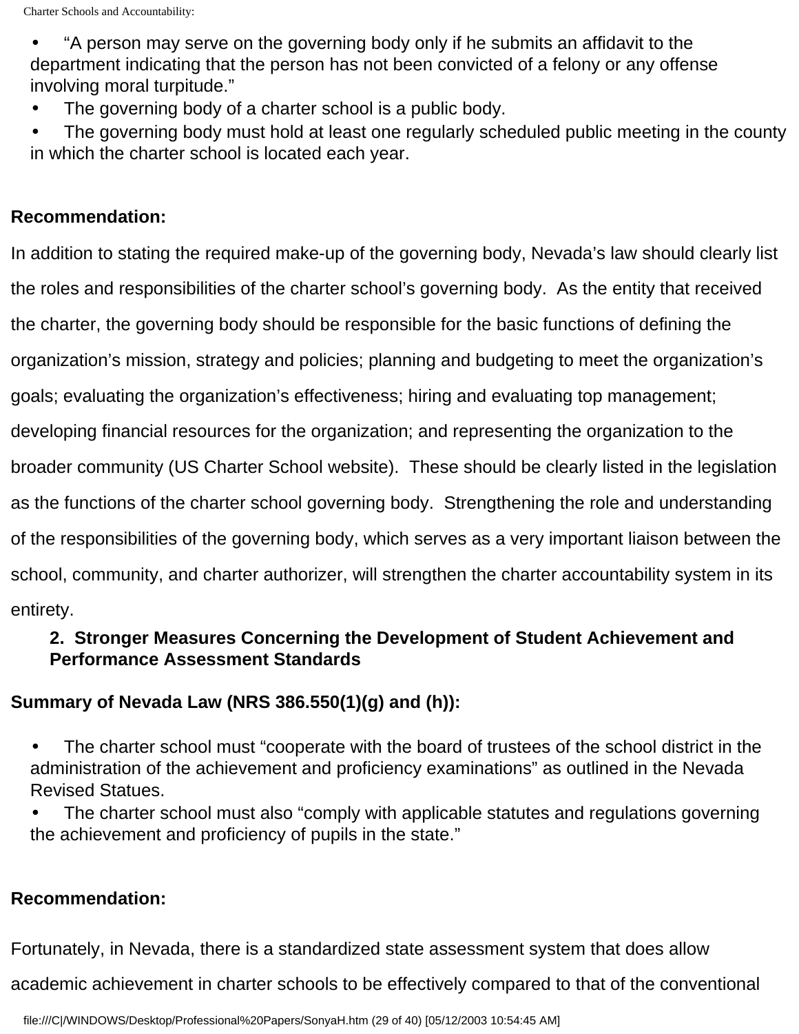- "A person may serve on the governing body only if he submits an affidavit to the department indicating that the person has not been convicted of a felony or any offense involving moral turpitude."
- The governing body of a charter school is a public body.
- The governing body must hold at least one regularly scheduled public meeting in the county in which the charter school is located each year.

**Recommendation:**

In addition to stating the required make-up of the governing body, Nevada's law should clearly list the roles and responsibilities of the charter school's governing body. As the entity that received the charter, the governing body should be responsible for the basic functions of defining the organization's mission, strategy and policies; planning and budgeting to meet the organization's goals; evaluating the organization's effectiveness; hiring and evaluating top management; developing financial resources for the organization; and representing the organization to the broader community (US Charter School website). These should be clearly listed in the legislation as the functions of the charter school governing body. Strengthening the role and understanding of the responsibilities of the governing body, which serves as a very important liaison between the school, community, and charter authorizer, will strengthen the charter accountability system in its entirety.

**2. Stronger Measures Concerning the Development of Student Achievement and Performance Assessment Standards**

**Summary of Nevada Law (NRS 386.550(1)(g) and (h)):**

- The charter school must "cooperate with the board of trustees of the school district in the administration of the achievement and proficiency examinations" as outlined in the Nevada Revised Statues.
- The charter school must also "comply with applicable statutes and regulations governing the achievement and proficiency of pupils in the state."

**Recommendation:**

Fortunately, in Nevada, there is a standardized state assessment system that does allow academic achievement in charter schools to be effectively compared to that of the conventional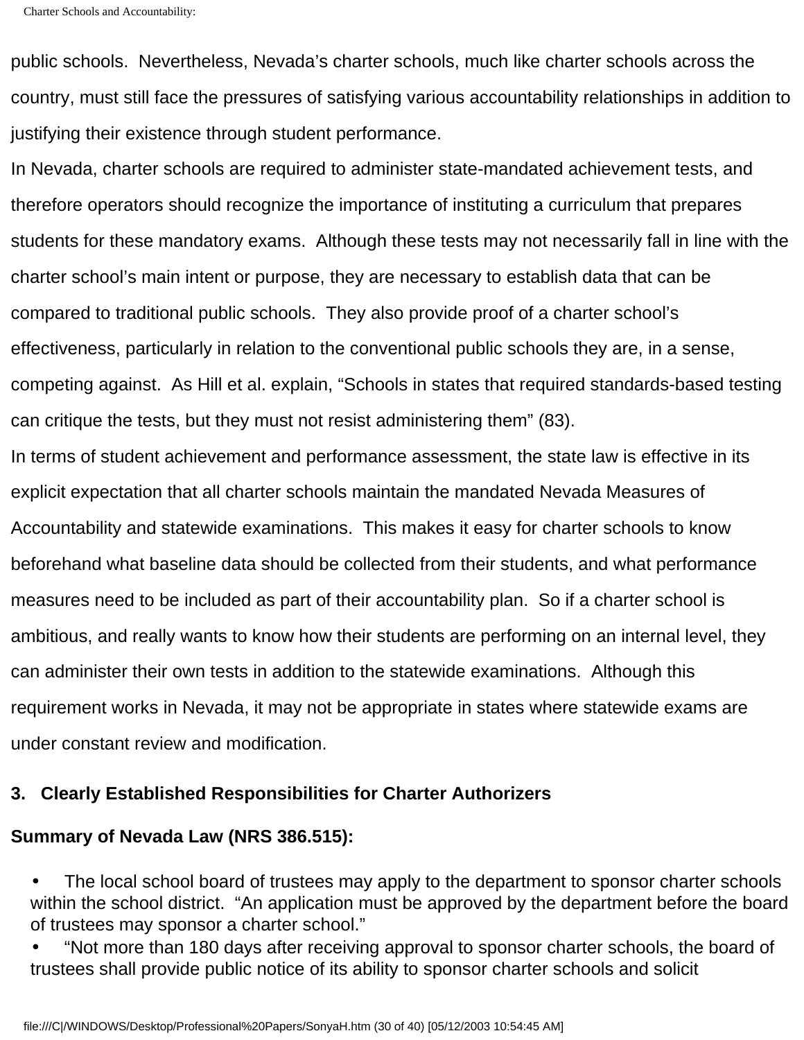public schools.  Nevertheless, Nevada's charter schools, much like charter schools across the country, must still face the pressures of satisfying various accountability relationships in addition to justifying their existence through student performance.

In Nevada, charter schools are required to administer state-mandated achievement tests, and therefore operators should recognize the importance of instituting a curriculum that prepares students for these mandatory exams.  Although these tests may not necessarily fall in line with the charter school's main intent or purpose, they are necessary to establish data that can be compared to traditional public schools.  They also provide proof of a charter school's effectiveness, particularly in relation to the conventional public schools they are, in a sense, competing against.  As Hill et al. explain, "Schools in states that required standards-based testing can critique the tests, but they must not resist administering them" (83).

In terms of student achievement and performance assessment, the state law is effective in its explicit expectation that all charter schools maintain the mandated Nevada Measures of Accountability and statewide examinations.  This makes it easy for charter schools to know beforehand what baseline data should be collected from their students, and what performance measures need to be included as part of their accountability plan.  So if a charter school is ambitious, and really wants to know how their students are performing on an internal level, they can administer their own tests in addition to the statewide examinations.  Although this requirement works in Nevada, it may not be appropriate in states where statewide exams are under constant review and modification.

**3.   Clearly Established Responsibilities for Charter Authorizers**

**Summary of Nevada Law (NRS 386.515):**

- The local school board of trustees may apply to the department to sponsor charter schools within the school district.  "An application must be approved by the department before the board of trustees may sponsor a charter school."
- "Not more than 180 days after receiving approval to sponsor charter schools, the board of trustees shall provide public notice of its ability to sponsor charter schools and solicit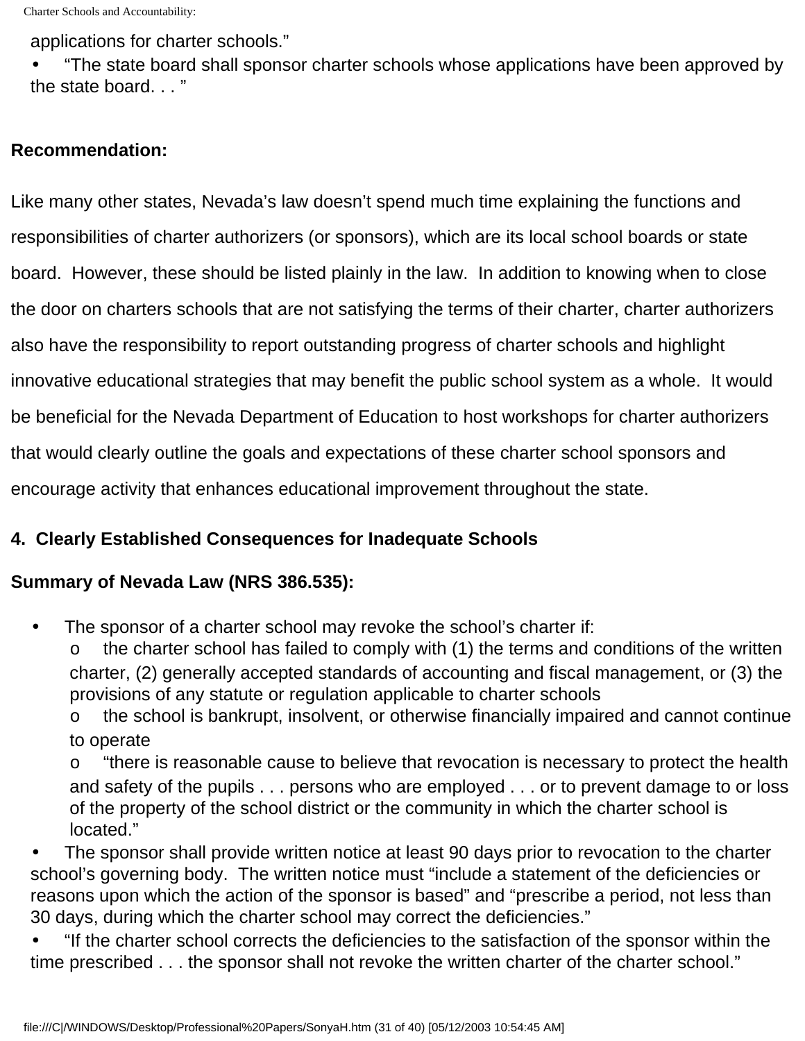applications for charter schools."

- "The state board shall sponsor charter schools whose applications have been approved by the state board. . . "

**Recommendation:**

Like many other states, Nevada's law doesn't spend much time explaining the functions and responsibilities of charter authorizers (or sponsors), which are its local school boards or state board. However, these should be listed plainly in the law. In addition to knowing when to close the door on charters schools that are not satisfying the terms of their charter, charter authorizers also have the responsibility to report outstanding progress of charter schools and highlight innovative educational strategies that may benefit the public school system as a whole. It would be beneficial for the Nevada Department of Education to host workshops for charter authorizers that would clearly outline the goals and expectations of these charter school sponsors and encourage activity that enhances educational improvement throughout the state.

**4. Clearly Established Consequences for Inadequate Schools**

**Summary of Nevada Law (NRS 386.535):**

- The sponsor of a charter school may revoke the school's charter if:
    - the charter school has failed to comply with (1) the terms and conditions of the written charter, (2) generally accepted standards of accounting and fiscal management, or (3) the provisions of any statute or regulation applicable to charter schools
    - the school is bankrupt, insolvent, or otherwise financially impaired and cannot continue to operate
    - "there is reasonable cause to believe that revocation is necessary to protect the health and safety of the pupils . . . persons who are employed . . . or to prevent damage to or loss of the property of the school district or the community in which the charter school is located."
- The sponsor shall provide written notice at least 90 days prior to revocation to the charter school's governing body. The written notice must "include a statement of the deficiencies or reasons upon which the action of the sponsor is based" and "prescribe a period, not less than 30 days, during which the charter school may correct the deficiencies."
- "If the charter school corrects the deficiencies to the satisfaction of the sponsor within the time prescribed . . . the sponsor shall not revoke the written charter of the charter school."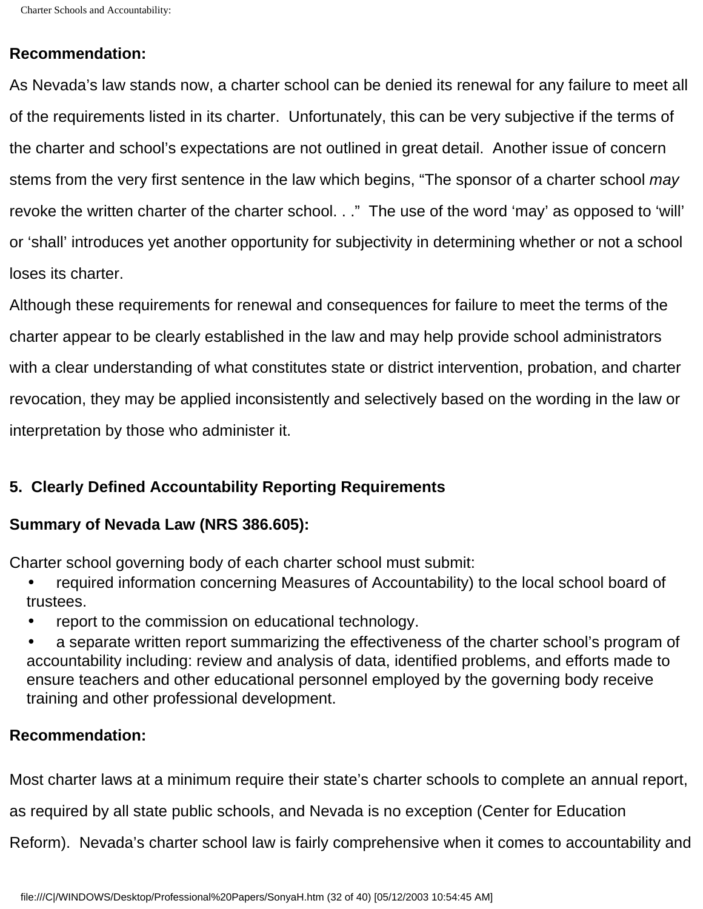**Recommendation:**

As Nevada's law stands now, a charter school can be denied its renewal for any failure to meet all of the requirements listed in its charter. Unfortunately, this can be very subjective if the terms of the charter and school's expectations are not outlined in great detail. Another issue of concern stems from the very first sentence in the law which begins, "The sponsor of a charter school *may* revoke the written charter of the charter school. . ." The use of the word 'may' as opposed to 'will' or 'shall' introduces yet another opportunity for subjectivity in determining whether or not a school loses its charter.

Although these requirements for renewal and consequences for failure to meet the terms of the charter appear to be clearly established in the law and may help provide school administrators with a clear understanding of what constitutes state or district intervention, probation, and charter revocation, they may be applied inconsistently and selectively based on the wording in the law or interpretation by those who administer it.

**5. Clearly Defined Accountability Reporting Requirements**

**Summary of Nevada Law (NRS 386.605):**

Charter school governing body of each charter school must submit:

- required information concerning Measures of Accountability) to the local school board of trustees.
- report to the commission on educational technology.
- a separate written report summarizing the effectiveness of the charter school's program of accountability including: review and analysis of data, identified problems, and efforts made to ensure teachers and other educational personnel employed by the governing body receive training and other professional development.

**Recommendation:**

Most charter laws at a minimum require their state's charter schools to complete an annual report, as required by all state public schools, and Nevada is no exception (Center for Education Reform). Nevada's charter school law is fairly comprehensive when it comes to accountability and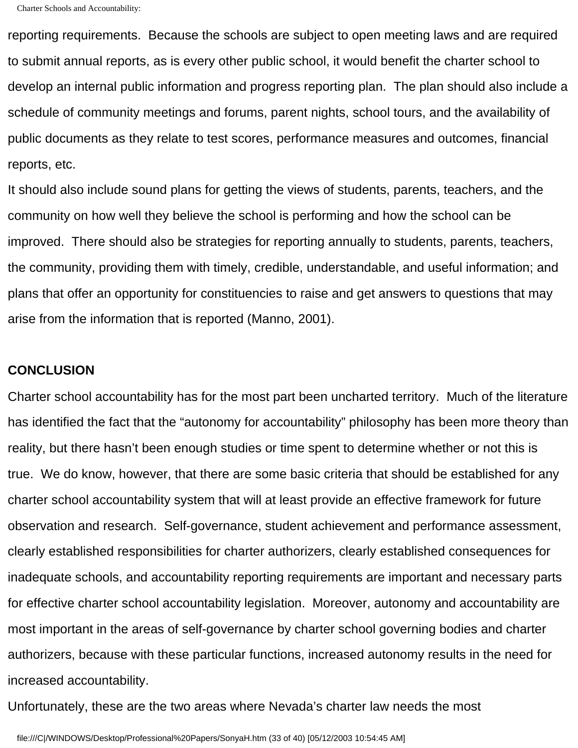reporting requirements. Because the schools are subject to open meeting laws and are required to submit annual reports, as is every other public school, it would benefit the charter school to develop an internal public information and progress reporting plan. The plan should also include a schedule of community meetings and forums, parent nights, school tours, and the availability of public documents as they relate to test scores, performance measures and outcomes, financial reports, etc.

It should also include sound plans for getting the views of students, parents, teachers, and the community on how well they believe the school is performing and how the school can be improved. There should also be strategies for reporting annually to students, parents, teachers, the community, providing them with timely, credible, understandable, and useful information; and plans that offer an opportunity for constituencies to raise and get answers to questions that may arise from the information that is reported (Manno, 2001).

**CONCLUSION**

Charter school accountability has for the most part been uncharted territory. Much of the literature has identified the fact that the "autonomy for accountability" philosophy has been more theory than reality, but there hasn't been enough studies or time spent to determine whether or not this is true. We do know, however, that there are some basic criteria that should be established for any charter school accountability system that will at least provide an effective framework for future observation and research. Self-governance, student achievement and performance assessment, clearly established responsibilities for charter authorizers, clearly established consequences for inadequate schools, and accountability reporting requirements are important and necessary parts for effective charter school accountability legislation. Moreover, autonomy and accountability are most important in the areas of self-governance by charter school governing bodies and charter authorizers, because with these particular functions, increased autonomy results in the need for increased accountability.

Unfortunately, these are the two areas where Nevada's charter law needs the most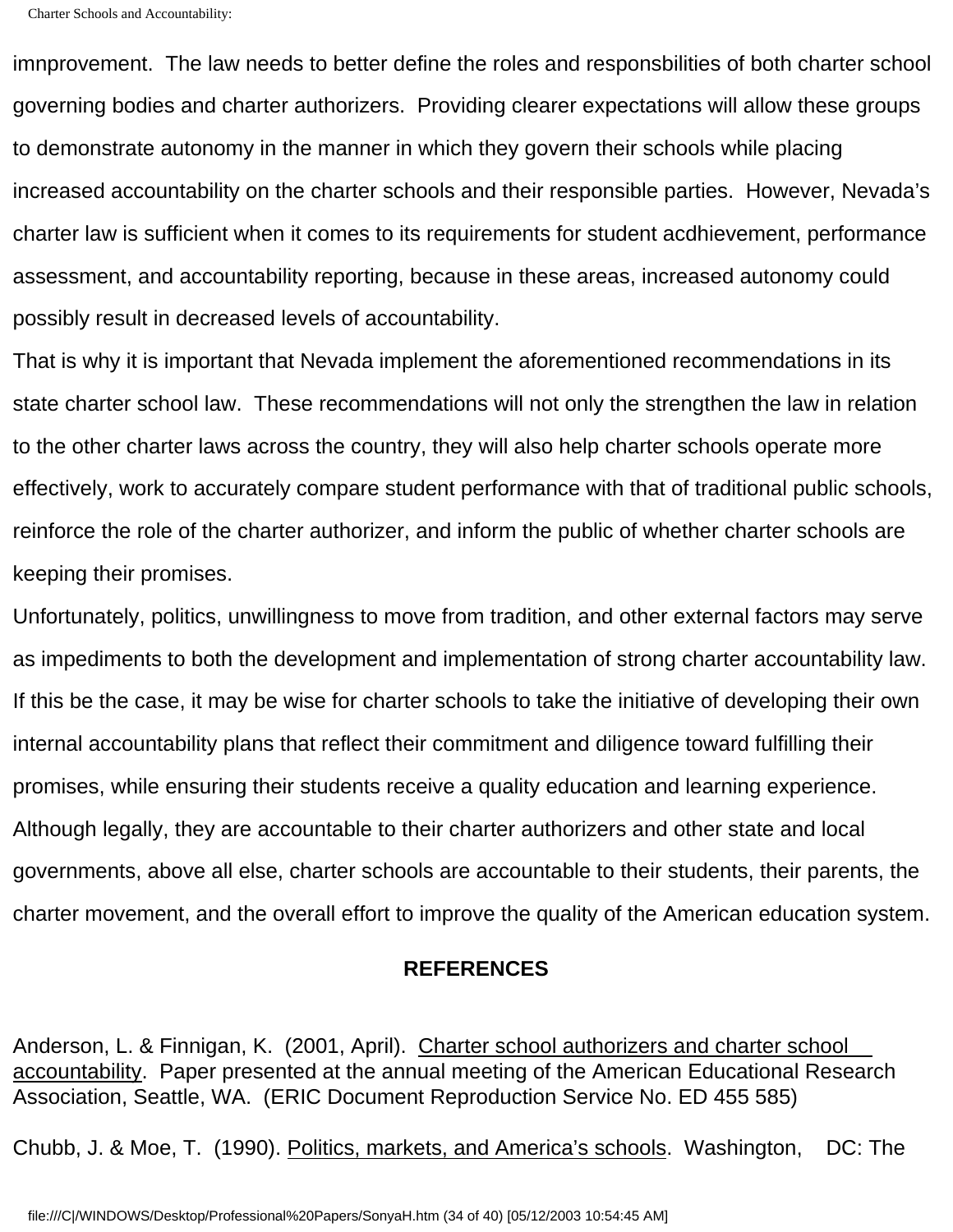imnprovement. The law needs to better define the roles and responsbilities of both charter school governing bodies and charter authorizers. Providing clearer expectations will allow these groups to demonstrate autonomy in the manner in which they govern their schools while placing increased accountability on the charter schools and their responsible parties. However, Nevada's charter law is sufficient when it comes to its requirements for student acdhievement, performance assessment, and accountability reporting, because in these areas, increased autonomy could possibly result in decreased levels of accountability.

That is why it is important that Nevada implement the aforementioned recommendations in its state charter school law. These recommendations will not only the strengthen the law in relation to the other charter laws across the country, they will also help charter schools operate more effectively, work to accurately compare student performance with that of traditional public schools, reinforce the role of the charter authorizer, and inform the public of whether charter schools are keeping their promises.

Unfortunately, politics, unwillingness to move from tradition, and other external factors may serve as impediments to both the development and implementation of strong charter accountability law. If this be the case, it may be wise for charter schools to take the initiative of developing their own internal accountability plans that reflect their commitment and diligence toward fulfilling their promises, while ensuring their students receive a quality education and learning experience. Although legally, they are accountable to their charter authorizers and other state and local governments, above all else, charter schools are accountable to their students, their parents, the charter movement, and the overall effort to improve the quality of the American education system.

## REFERENCES

Anderson, L. & Finnigan, K. (2001, April). Charter school authorizers and charter school accountability. Paper presented at the annual meeting of the American Educational Research Association, Seattle, WA. (ERIC Document Reproduction Service No. ED 455 585)

Chubb, J. & Moe, T. (1990). Politics, markets, and America's schools. Washington, DC: The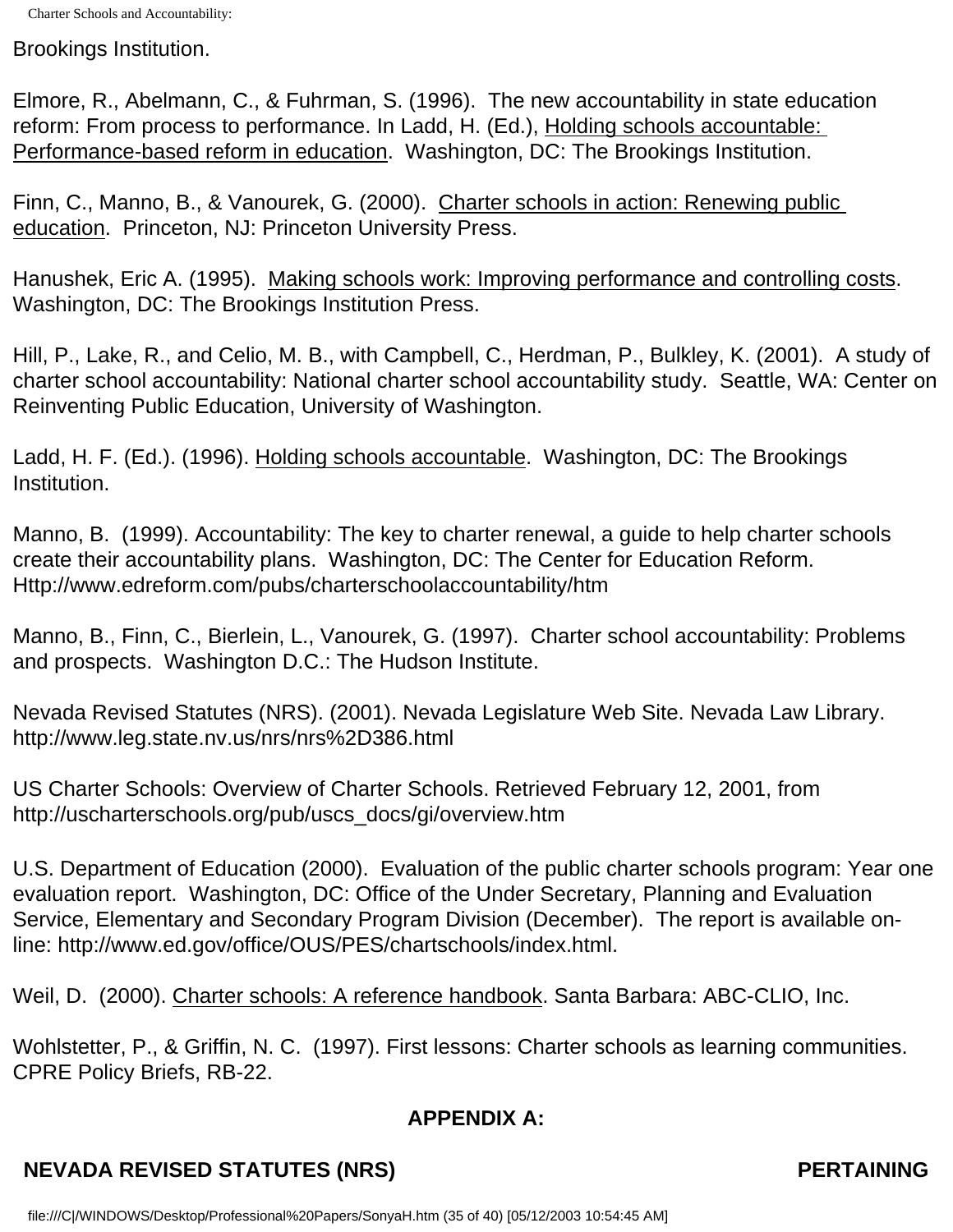Brookings Institution.

Elmore, R., Abelmann, C., & Fuhrman, S. (1996). The new accountability in state education reform: From process to performance. In Ladd, H. (Ed.), Holding schools accountable: Performance-based reform in education. Washington, DC: The Brookings Institution.

Finn, C., Manno, B., & Vanourek, G. (2000). Charter schools in action: Renewing public education. Princeton, NJ: Princeton University Press.

Hanushek, Eric A. (1995). Making schools work: Improving performance and controlling costs. Washington, DC: The Brookings Institution Press.

Hill, P., Lake, R., and Celio, M. B., with Campbell, C., Herdman, P., Bulkley, K. (2001). A study of charter school accountability: National charter school accountability study. Seattle, WA: Center on Reinventing Public Education, University of Washington.

Ladd, H. F. (Ed.). (1996). Holding schools accountable. Washington, DC: The Brookings Institution.

Manno, B. (1999). Accountability: The key to charter renewal, a guide to help charter schools create their accountability plans. Washington, DC: The Center for Education Reform. Http://www.edreform.com/pubs/charterschoolaccountability/htm

Manno, B., Finn, C., Bierlein, L., Vanourek, G. (1997). Charter school accountability: Problems and prospects. Washington D.C.: The Hudson Institute.

Nevada Revised Statutes (NRS). (2001). Nevada Legislature Web Site. Nevada Law Library. http://www.leg.state.nv.us/nrs/nrs%2D386.html

US Charter Schools: Overview of Charter Schools. Retrieved February 12, 2001, from http://uscharterschools.org/pub/uscs_docs/gi/overview.htm

U.S. Department of Education (2000). Evaluation of the public charter schools program: Year one evaluation report. Washington, DC: Office of the Under Secretary, Planning and Evaluation Service, Elementary and Secondary Program Division (December). The report is available on-line: http://www.ed.gov/office/OUS/PES/chartschools/index.html.

Weil, D. (2000). Charter schools: A reference handbook. Santa Barbara: ABC-CLIO, Inc.

Wohlstetter, P., & Griffin, N. C. (1997). First lessons: Charter schools as learning communities. CPRE Policy Briefs, RB-22.

## APPENDIX A:

**NEVADA REVISED STATUTES (NRS) PERTAINING**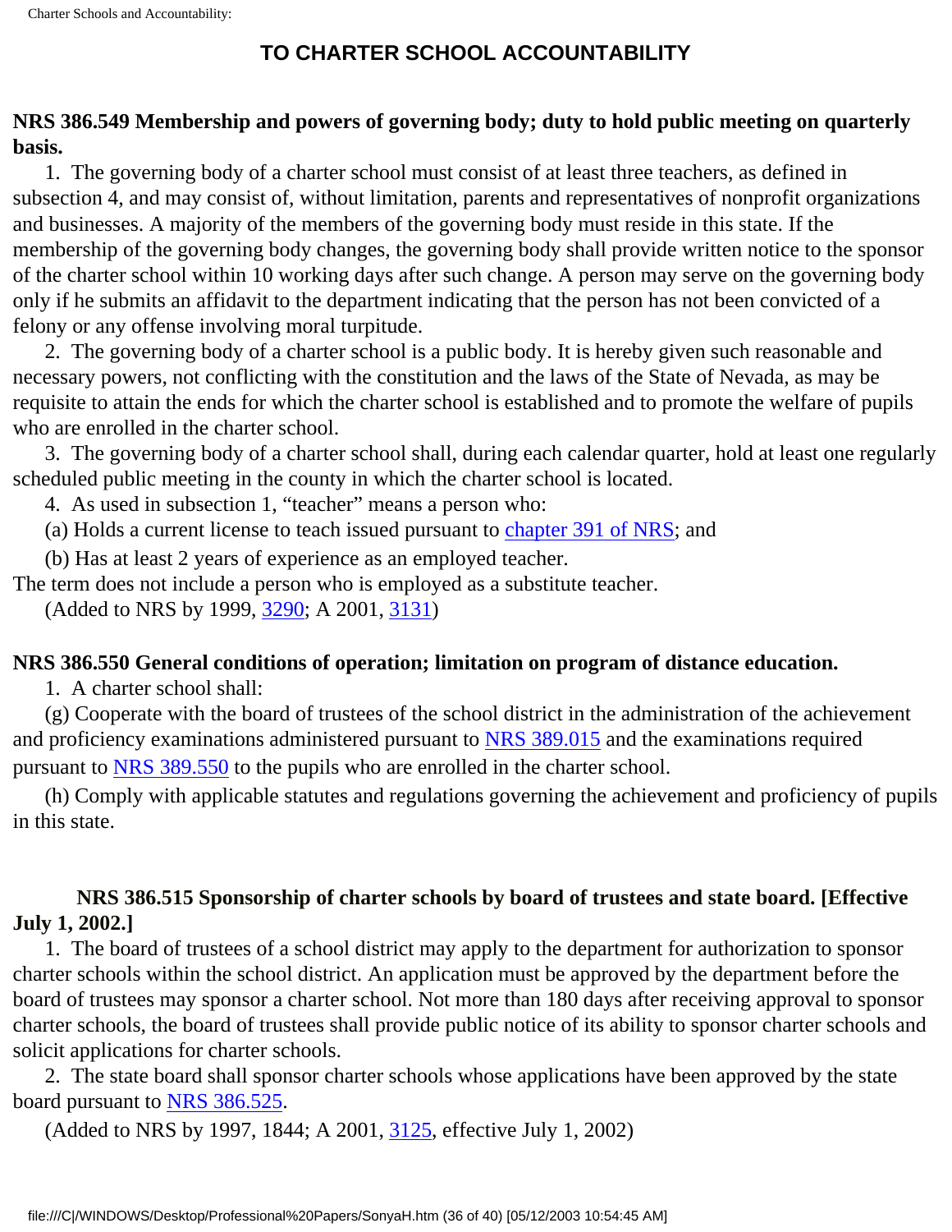## TO CHARTER SCHOOL ACCOUNTABILITY

**NRS 386.549 Membership and powers of governing body; duty to hold public meeting on quarterly basis.**

1. The governing body of a charter school must consist of at least three teachers, as defined in subsection 4, and may consist of, without limitation, parents and representatives of nonprofit organizations and businesses. A majority of the members of the governing body must reside in this state. If the membership of the governing body changes, the governing body shall provide written notice to the sponsor of the charter school within 10 working days after such change. A person may serve on the governing body only if he submits an affidavit to the department indicating that the person has not been convicted of a felony or any offense involving moral turpitude.

2. The governing body of a charter school is a public body. It is hereby given such reasonable and necessary powers, not conflicting with the constitution and the laws of the State of Nevada, as may be requisite to attain the ends for which the charter school is established and to promote the welfare of pupils who are enrolled in the charter school.

3. The governing body of a charter school shall, during each calendar quarter, hold at least one regularly scheduled public meeting in the county in which the charter school is located.

4. As used in subsection 1, "teacher" means a person who:

(a) Holds a current license to teach issued pursuant to chapter 391 of NRS; and

(b) Has at least 2 years of experience as an employed teacher.

The term does not include a person who is employed as a substitute teacher.

(Added to NRS by 1999, 3290; A 2001, 3131)

**NRS 386.550 General conditions of operation; limitation on program of distance education.**

1. A charter school shall:

(g) Cooperate with the board of trustees of the school district in the administration of the achievement and proficiency examinations administered pursuant to NRS 389.015 and the examinations required pursuant to NRS 389.550 to the pupils who are enrolled in the charter school.

(h) Comply with applicable statutes and regulations governing the achievement and proficiency of pupils in this state.

**NRS 386.515 Sponsorship of charter schools by board of trustees and state board. [Effective July 1, 2002.]**

1. The board of trustees of a school district may apply to the department for authorization to sponsor charter schools within the school district. An application must be approved by the department before the board of trustees may sponsor a charter school. Not more than 180 days after receiving approval to sponsor charter schools, the board of trustees shall provide public notice of its ability to sponsor charter schools and solicit applications for charter schools.

2. The state board shall sponsor charter schools whose applications have been approved by the state board pursuant to NRS 386.525.

(Added to NRS by 1997, 1844; A 2001, 3125, effective July 1, 2002)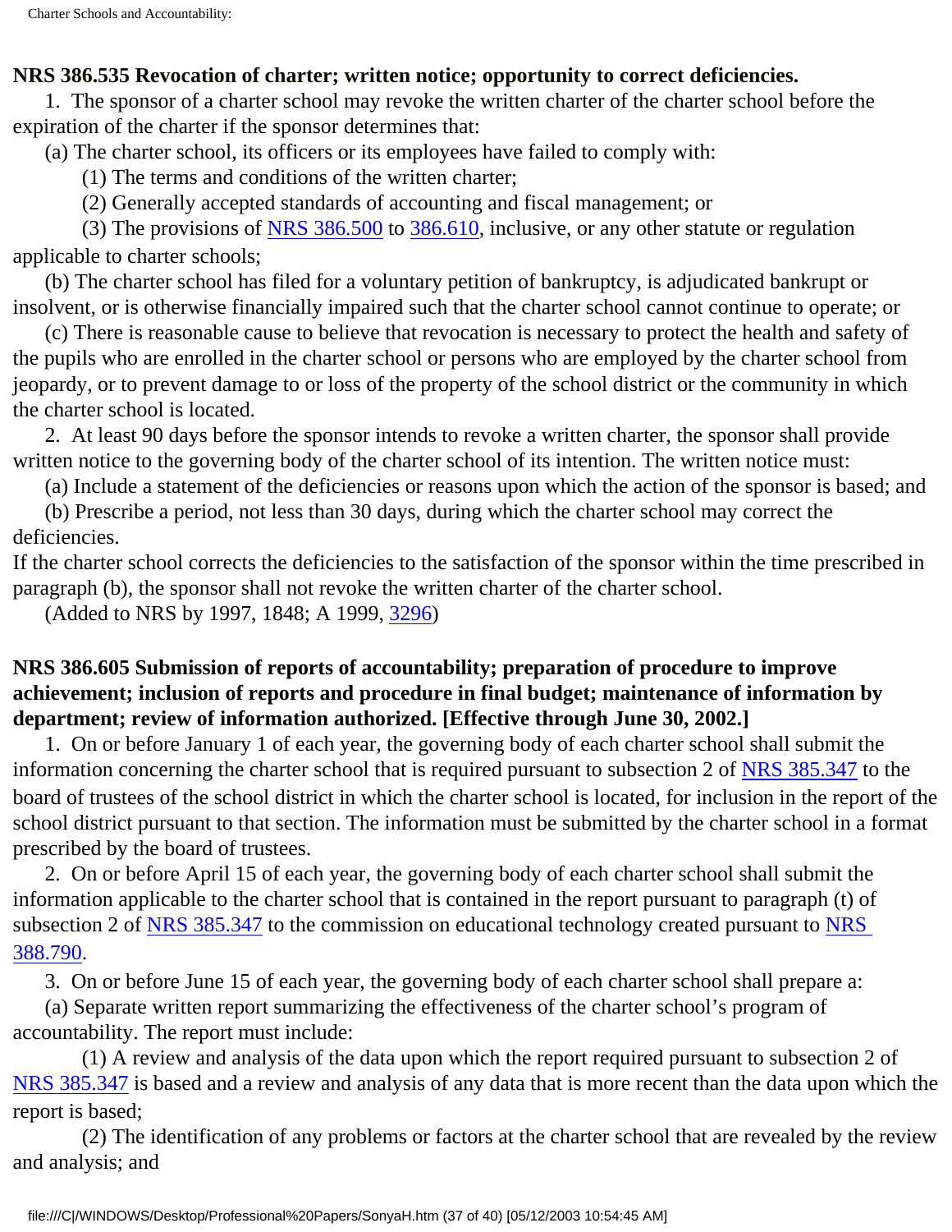**NRS 386.535 Revocation of charter; written notice; opportunity to correct deficiencies.**

1. The sponsor of a charter school may revoke the written charter of the charter school before the expiration of the charter if the sponsor determines that:

(a) The charter school, its officers or its employees have failed to comply with:

(1) The terms and conditions of the written charter;

(2) Generally accepted standards of accounting and fiscal management; or

(3) The provisions of NRS 386.500 to 386.610, inclusive, or any other statute or regulation applicable to charter schools;

(b) The charter school has filed for a voluntary petition of bankruptcy, is adjudicated bankrupt or insolvent, or is otherwise financially impaired such that the charter school cannot continue to operate; or

(c) There is reasonable cause to believe that revocation is necessary to protect the health and safety of the pupils who are enrolled in the charter school or persons who are employed by the charter school from jeopardy, or to prevent damage to or loss of the property of the school district or the community in which the charter school is located.

2. At least 90 days before the sponsor intends to revoke a written charter, the sponsor shall provide written notice to the governing body of the charter school of its intention. The written notice must:

(a) Include a statement of the deficiencies or reasons upon which the action of the sponsor is based; and

(b) Prescribe a period, not less than 30 days, during which the charter school may correct the deficiencies.

If the charter school corrects the deficiencies to the satisfaction of the sponsor within the time prescribed in paragraph (b), the sponsor shall not revoke the written charter of the charter school.

(Added to NRS by 1997, 1848; A 1999, 3296)

**NRS 386.605 Submission of reports of accountability; preparation of procedure to improve achievement; inclusion of reports and procedure in final budget; maintenance of information by department; review of information authorized. [Effective through June 30, 2002.]**

1. On or before January 1 of each year, the governing body of each charter school shall submit the information concerning the charter school that is required pursuant to subsection 2 of NRS 385.347 to the board of trustees of the school district in which the charter school is located, for inclusion in the report of the school district pursuant to that section. The information must be submitted by the charter school in a format prescribed by the board of trustees.

2. On or before April 15 of each year, the governing body of each charter school shall submit the information applicable to the charter school that is contained in the report pursuant to paragraph (t) of subsection 2 of NRS 385.347 to the commission on educational technology created pursuant to NRS 388.790.

3. On or before June 15 of each year, the governing body of each charter school shall prepare a:

(a) Separate written report summarizing the effectiveness of the charter school's program of accountability. The report must include:

(1) A review and analysis of the data upon which the report required pursuant to subsection 2 of NRS 385.347 is based and a review and analysis of any data that is more recent than the data upon which the report is based;

(2) The identification of any problems or factors at the charter school that are revealed by the review and analysis; and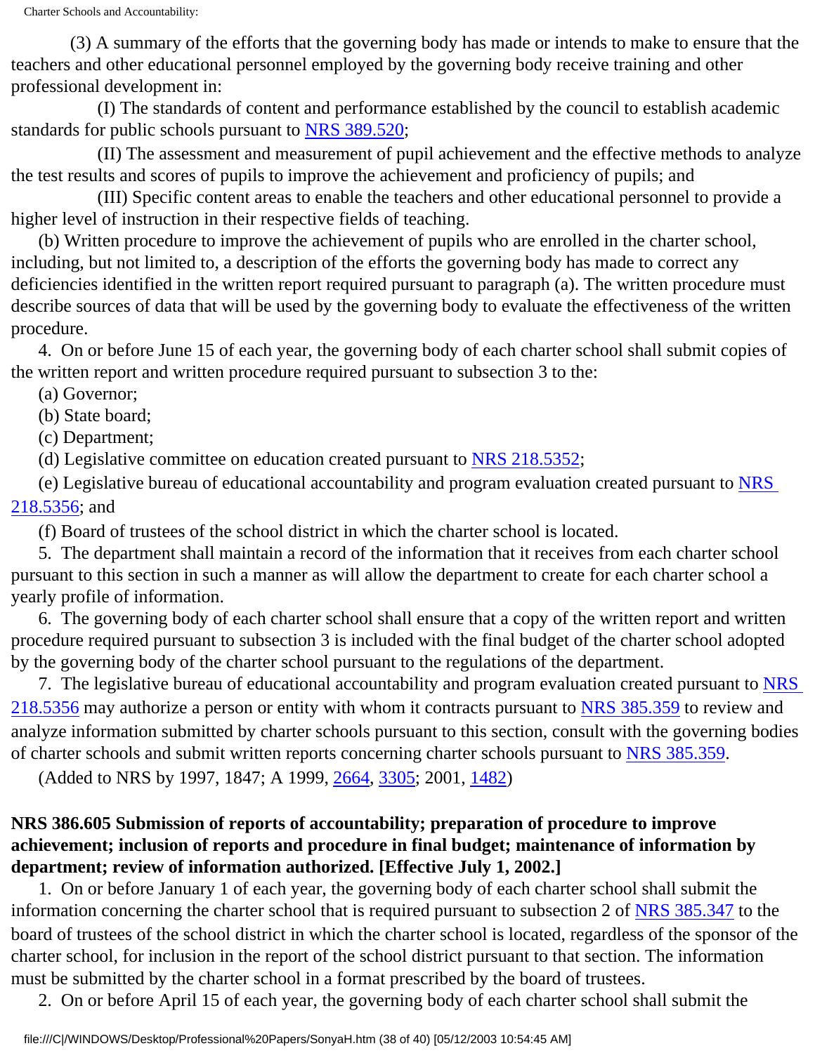(3) A summary of the efforts that the governing body has made or intends to make to ensure that the teachers and other educational personnel employed by the governing body receive training and other professional development in:

(I) The standards of content and performance established by the council to establish academic standards for public schools pursuant to NRS 389.520;

(II) The assessment and measurement of pupil achievement and the effective methods to analyze the test results and scores of pupils to improve the achievement and proficiency of pupils; and

(III) Specific content areas to enable the teachers and other educational personnel to provide a higher level of instruction in their respective fields of teaching.

(b) Written procedure to improve the achievement of pupils who are enrolled in the charter school, including, but not limited to, a description of the efforts the governing body has made to correct any deficiencies identified in the written report required pursuant to paragraph (a). The written procedure must describe sources of data that will be used by the governing body to evaluate the effectiveness of the written procedure.

4. On or before June 15 of each year, the governing body of each charter school shall submit copies of the written report and written procedure required pursuant to subsection 3 to the:

(a) Governor;

(b) State board;

(c) Department;

(d) Legislative committee on education created pursuant to NRS 218.5352;

(e) Legislative bureau of educational accountability and program evaluation created pursuant to NRS 218.5356; and

(f) Board of trustees of the school district in which the charter school is located.

5. The department shall maintain a record of the information that it receives from each charter school pursuant to this section in such a manner as will allow the department to create for each charter school a yearly profile of information.

6. The governing body of each charter school shall ensure that a copy of the written report and written procedure required pursuant to subsection 3 is included with the final budget of the charter school adopted by the governing body of the charter school pursuant to the regulations of the department.

7. The legislative bureau of educational accountability and program evaluation created pursuant to NRS 218.5356 may authorize a person or entity with whom it contracts pursuant to NRS 385.359 to review and analyze information submitted by charter schools pursuant to this section, consult with the governing bodies of charter schools and submit written reports concerning charter schools pursuant to NRS 385.359.

(Added to NRS by 1997, 1847; A 1999, 2664, 3305; 2001, 1482)

**NRS 386.605 Submission of reports of accountability; preparation of procedure to improve achievement; inclusion of reports and procedure in final budget; maintenance of information by department; review of information authorized. [Effective July 1, 2002.]**

1. On or before January 1 of each year, the governing body of each charter school shall submit the information concerning the charter school that is required pursuant to subsection 2 of NRS 385.347 to the board of trustees of the school district in which the charter school is located, regardless of the sponsor of the charter school, for inclusion in the report of the school district pursuant to that section. The information must be submitted by the charter school in a format prescribed by the board of trustees.

2. On or before April 15 of each year, the governing body of each charter school shall submit the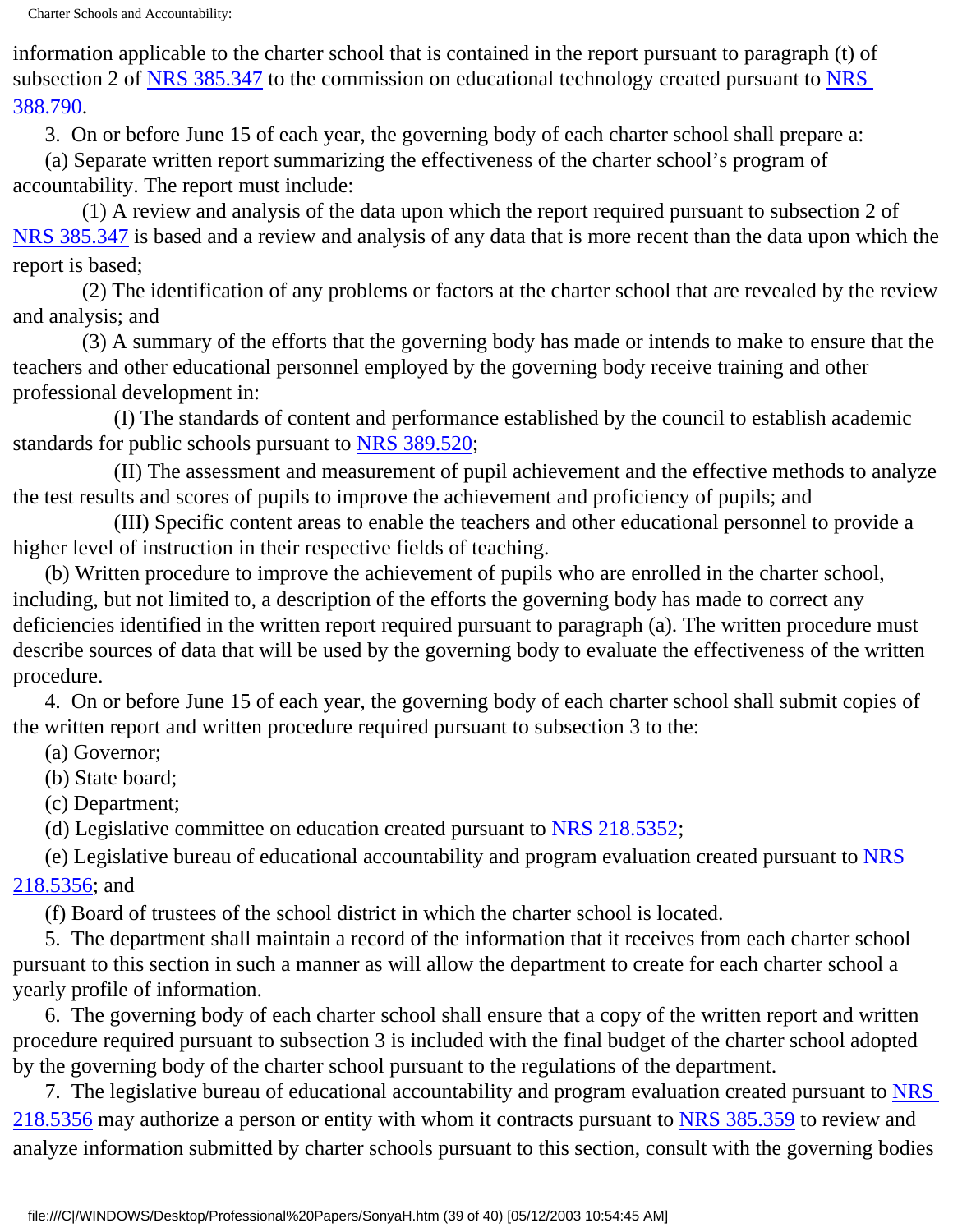information applicable to the charter school that is contained in the report pursuant to paragraph (t) of subsection 2 of NRS 385.347 to the commission on educational technology created pursuant to NRS 388.790.

3. On or before June 15 of each year, the governing body of each charter school shall prepare a:

(a) Separate written report summarizing the effectiveness of the charter school's program of accountability. The report must include:

(1) A review and analysis of the data upon which the report required pursuant to subsection 2 of NRS 385.347 is based and a review and analysis of any data that is more recent than the data upon which the report is based;

(2) The identification of any problems or factors at the charter school that are revealed by the review and analysis; and

(3) A summary of the efforts that the governing body has made or intends to make to ensure that the teachers and other educational personnel employed by the governing body receive training and other professional development in:

(I) The standards of content and performance established by the council to establish academic standards for public schools pursuant to NRS 389.520;

(II) The assessment and measurement of pupil achievement and the effective methods to analyze the test results and scores of pupils to improve the achievement and proficiency of pupils; and

(III) Specific content areas to enable the teachers and other educational personnel to provide a higher level of instruction in their respective fields of teaching.

(b) Written procedure to improve the achievement of pupils who are enrolled in the charter school, including, but not limited to, a description of the efforts the governing body has made to correct any deficiencies identified in the written report required pursuant to paragraph (a). The written procedure must describe sources of data that will be used by the governing body to evaluate the effectiveness of the written procedure.

4. On or before June 15 of each year, the governing body of each charter school shall submit copies of the written report and written procedure required pursuant to subsection 3 to the:

(a) Governor;

(b) State board;

(c) Department;

(d) Legislative committee on education created pursuant to NRS 218.5352;

(e) Legislative bureau of educational accountability and program evaluation created pursuant to NRS 218.5356; and

(f) Board of trustees of the school district in which the charter school is located.

5. The department shall maintain a record of the information that it receives from each charter school pursuant to this section in such a manner as will allow the department to create for each charter school a yearly profile of information.

6. The governing body of each charter school shall ensure that a copy of the written report and written procedure required pursuant to subsection 3 is included with the final budget of the charter school adopted by the governing body of the charter school pursuant to the regulations of the department.

7. The legislative bureau of educational accountability and program evaluation created pursuant to NRS 218.5356 may authorize a person or entity with whom it contracts pursuant to NRS 385.359 to review and analyze information submitted by charter schools pursuant to this section, consult with the governing bodies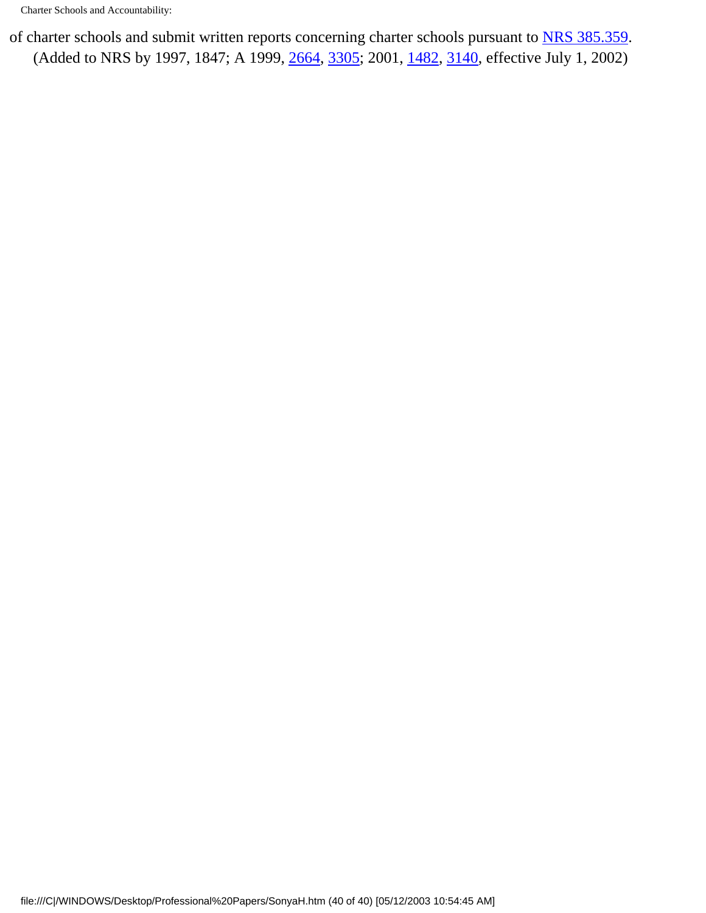of charter schools and submit written reports concerning charter schools pursuant to NRS 385.359.

(Added to NRS by 1997, 1847; A 1999, 2664, 3305; 2001, 1482, 3140, effective July 1, 2002)